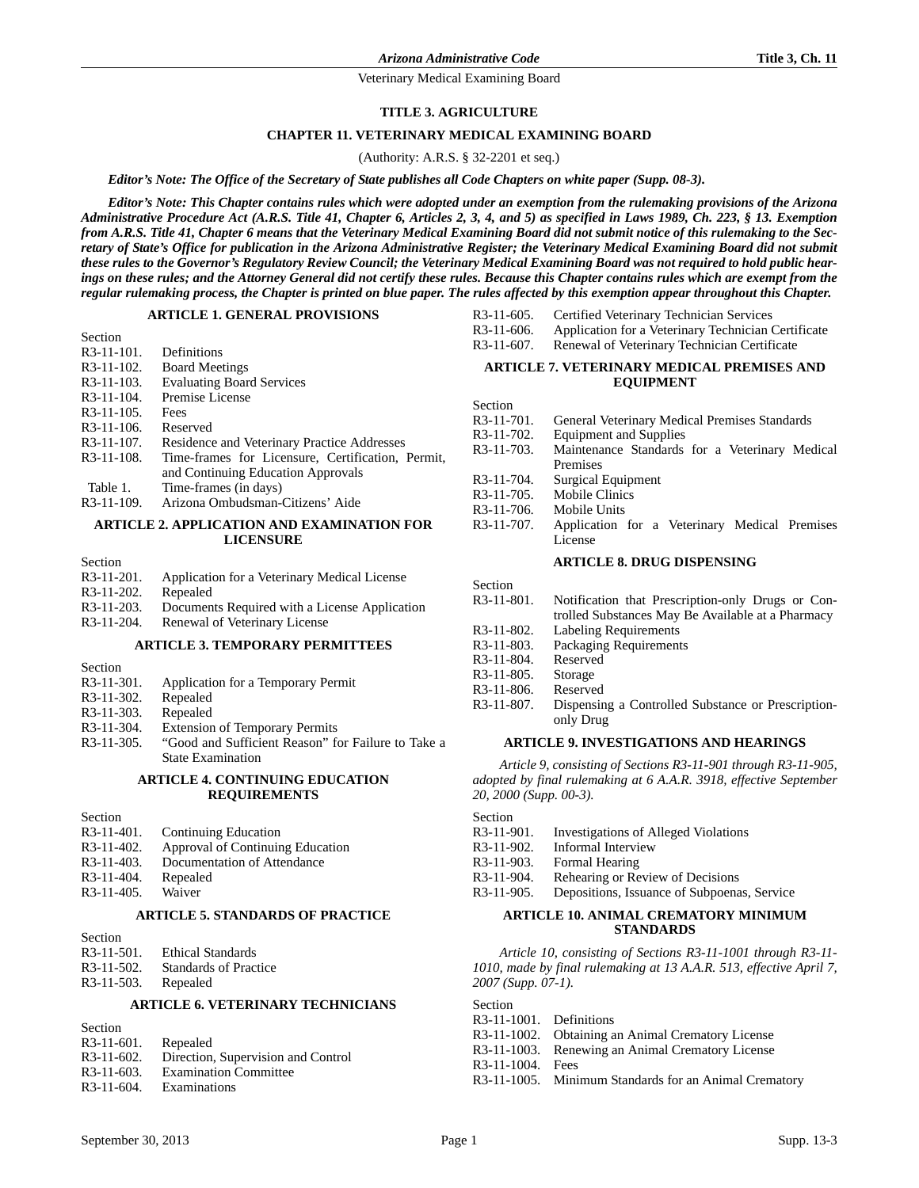# TITLE 3. AGRICULTURE

## CHAPTER 11. VETERINARY MEDICAL EXAMINING BOARD

(Authority: A.R.S. § 32-2201 et seq.)

***Editor's Note: The Office of the Secretary of State publishes all Code Chapters on white paper (Supp. 08-3).***

***Editor's Note: This Chapter contains rules which were adopted under an exemption from the rulemaking provisions of the Arizona Administrative Procedure Act (A.R.S. Title 41, Chapter 6, Articles 2, 3, 4, and 5) as specified in Laws 1989, Ch. 223, § 13. Exemption from A.R.S. Title 41, Chapter 6 means that the Veterinary Medical Examining Board did not submit notice of this rulemaking to the Secretary of State's Office for publication in the Arizona Administrative Register; the Veterinary Medical Examining Board did not submit these rules to the Governor's Regulatory Review Council; the Veterinary Medical Examining Board was not required to hold public hearings on these rules; and the Attorney General did not certify these rules. Because this Chapter contains rules which are exempt from the regular rulemaking process, the Chapter is printed on blue paper. The rules affected by this exemption appear throughout this Chapter.***

### ARTICLE 1. GENERAL PROVISIONS

Section
R3-11-101. Definitions
R3-11-102. Board Meetings
R3-11-103. Evaluating Board Services
R3-11-104. Premise License
R3-11-105. Fees
R3-11-106. Reserved
R3-11-107. Residence and Veterinary Practice Addresses
R3-11-108. Time-frames for Licensure, Certification, Permit, and Continuing Education Approvals
Table 1. Time-frames (in days)
R3-11-109. Arizona Ombudsman-Citizens' Aide

### ARTICLE 2. APPLICATION AND EXAMINATION FOR LICENSURE

Section
R3-11-201. Application for a Veterinary Medical License
R3-11-202. Repealed
R3-11-203. Documents Required with a License Application
R3-11-204. Renewal of Veterinary License

### ARTICLE 3. TEMPORARY PERMITTEES

Section
R3-11-301. Application for a Temporary Permit
R3-11-302. Repealed
R3-11-303. Repealed
R3-11-304. Extension of Temporary Permits
R3-11-305. "Good and Sufficient Reason" for Failure to Take a State Examination

### ARTICLE 4. CONTINUING EDUCATION REQUIREMENTS

Section
R3-11-401. Continuing Education
R3-11-402. Approval of Continuing Education
R3-11-403. Documentation of Attendance
R3-11-404. Repealed
R3-11-405. Waiver

### ARTICLE 5. STANDARDS OF PRACTICE

Section
R3-11-501. Ethical Standards
R3-11-502. Standards of Practice
R3-11-503. Repealed

### ARTICLE 6. VETERINARY TECHNICIANS

Section
R3-11-601. Repealed
R3-11-602. Direction, Supervision and Control
R3-11-603. Examination Committee
R3-11-604. Examinations
R3-11-605. Certified Veterinary Technician Services
R3-11-606. Application for a Veterinary Technician Certificate
R3-11-607. Renewal of Veterinary Technician Certificate

### ARTICLE 7. VETERINARY MEDICAL PREMISES AND EQUIPMENT

Section
R3-11-701. General Veterinary Medical Premises Standards
R3-11-702. Equipment and Supplies
R3-11-703. Maintenance Standards for a Veterinary Medical Premises
R3-11-704. Surgical Equipment
R3-11-705. Mobile Clinics
R3-11-706. Mobile Units
R3-11-707. Application for a Veterinary Medical Premises License

### ARTICLE 8. DRUG DISPENSING

Section
R3-11-801. Notification that Prescription-only Drugs or Controlled Substances May Be Available at a Pharmacy
R3-11-802. Labeling Requirements
R3-11-803. Packaging Requirements
R3-11-804. Reserved
R3-11-805. Storage
R3-11-806. Reserved
R3-11-807. Dispensing a Controlled Substance or Prescription-only Drug

### ARTICLE 9. INVESTIGATIONS AND HEARINGS

*Article 9, consisting of Sections R3-11-901 through R3-11-905, adopted by final rulemaking at 6 A.A.R. 3918, effective September 20, 2000 (Supp. 00-3).*

Section
R3-11-901. Investigations of Alleged Violations
R3-11-902. Informal Interview
R3-11-903. Formal Hearing
R3-11-904. Rehearing or Review of Decisions
R3-11-905. Depositions, Issuance of Subpoenas, Service

### ARTICLE 10. ANIMAL CREMATORY MINIMUM STANDARDS

*Article 10, consisting of Sections R3-11-1001 through R3-11-1010, made by final rulemaking at 13 A.A.R. 513, effective April 7, 2007 (Supp. 07-1).*

Section
R3-11-1001. Definitions
R3-11-1002. Obtaining an Animal Crematory License
R3-11-1003. Renewing an Animal Crematory License
R3-11-1004. Fees
R3-11-1005. Minimum Standards for an Animal Crematory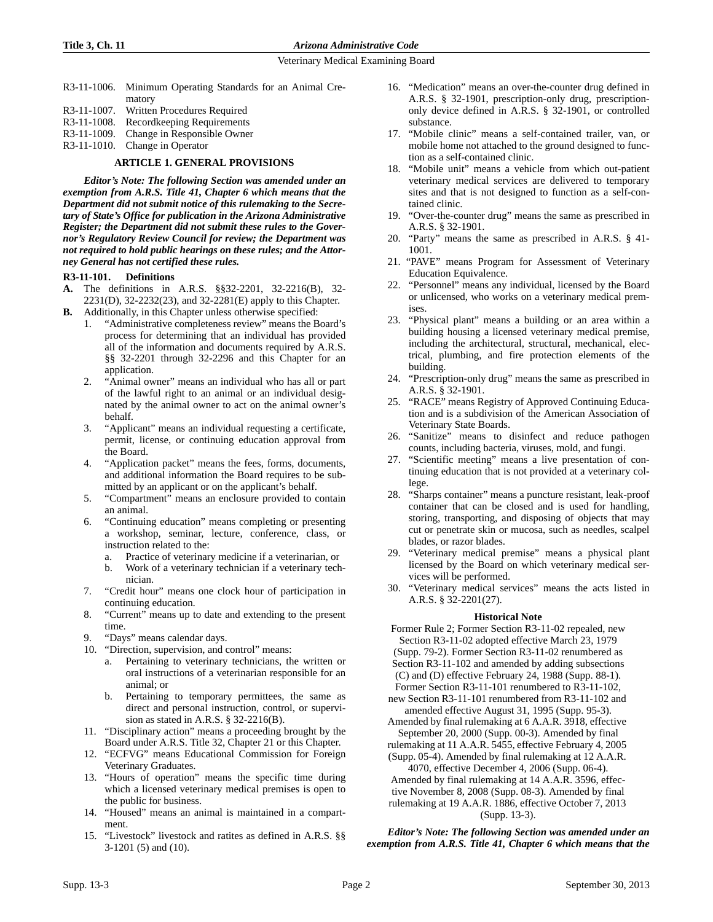R3-11-1006. Minimum Operating Standards for an Animal Crematory
R3-11-1007. Written Procedures Required
R3-11-1008. Recordkeeping Requirements
R3-11-1009. Change in Responsible Owner
R3-11-1010. Change in Operator

## ARTICLE 1. GENERAL PROVISIONS

***Editor's Note: The following Section was amended under an exemption from A.R.S. Title 41, Chapter 6 which means that the Department did not submit notice of this rulemaking to the Secretary of State's Office for publication in the Arizona Administrative Register; the Department did not submit these rules to the Governor's Regulatory Review Council for review; the Department was not required to hold public hearings on these rules; and the Attorney General has not certified these rules.***

### R3-11-101. Definitions

**A.** The definitions in A.R.S. §§32-2201, 32-2216(B), 32-2231(D), 32-2232(23), and 32-2281(E) apply to this Chapter.

**B.** Additionally, in this Chapter unless otherwise specified:

1. "Administrative completeness review" means the Board's process for determining that an individual has provided all of the information and documents required by A.R.S. §§ 32-2201 through 32-2296 and this Chapter for an application.
2. "Animal owner" means an individual who has all or part of the lawful right to an animal or an individual designated by the animal owner to act on the animal owner's behalf.
3. "Applicant" means an individual requesting a certificate, permit, license, or continuing education approval from the Board.
4. "Application packet" means the fees, forms, documents, and additional information the Board requires to be submitted by an applicant or on the applicant's behalf.
5. "Compartment" means an enclosure provided to contain an animal.
6. "Continuing education" means completing or presenting a workshop, seminar, lecture, conference, class, or instruction related to the:
   a. Practice of veterinary medicine if a veterinarian, or
   b. Work of a veterinary technician if a veterinary technician.
7. "Credit hour" means one clock hour of participation in continuing education.
8. "Current" means up to date and extending to the present time.
9. "Days" means calendar days.
10. "Direction, supervision, and control" means:
    a. Pertaining to veterinary technicians, the written or oral instructions of a veterinarian responsible for an animal; or
    b. Pertaining to temporary permittees, the same as direct and personal instruction, control, or supervision as stated in A.R.S. § 32-2216(B).
11. "Disciplinary action" means a proceeding brought by the Board under A.R.S. Title 32, Chapter 21 or this Chapter.
12. "ECFVG" means Educational Commission for Foreign Veterinary Graduates.
13. "Hours of operation" means the specific time during which a licensed veterinary medical premises is open to the public for business.
14. "Housed" means an animal is maintained in a compartment.
15. "Livestock" livestock and ratites as defined in A.R.S. §§ 3-1201 (5) and (10).
16. "Medication" means an over-the-counter drug defined in A.R.S. § 32-1901, prescription-only drug, prescription-only device defined in A.R.S. § 32-1901, or controlled substance.
17. "Mobile clinic" means a self-contained trailer, van, or mobile home not attached to the ground designed to function as a self-contained clinic.
18. "Mobile unit" means a vehicle from which out-patient veterinary medical services are delivered to temporary sites and that is not designed to function as a self-contained clinic.
19. "Over-the-counter drug" means the same as prescribed in A.R.S. § 32-1901.
20. "Party" means the same as prescribed in A.R.S. § 41-1001.
21. "PAVE" means Program for Assessment of Veterinary Education Equivalence.
22. "Personnel" means any individual, licensed by the Board or unlicensed, who works on a veterinary medical premises.
23. "Physical plant" means a building or an area within a building housing a licensed veterinary medical premise, including the architectural, structural, mechanical, electrical, plumbing, and fire protection elements of the building.
24. "Prescription-only drug" means the same as prescribed in A.R.S. § 32-1901.
25. "RACE" means Registry of Approved Continuing Education and is a subdivision of the American Association of Veterinary State Boards.
26. "Sanitize" means to disinfect and reduce pathogen counts, including bacteria, viruses, mold, and fungi.
27. "Scientific meeting" means a live presentation of continuing education that is not provided at a veterinary college.
28. "Sharps container" means a puncture resistant, leak-proof container that can be closed and is used for handling, storing, transporting, and disposing of objects that may cut or penetrate skin or mucosa, such as needles, scalpel blades, or razor blades.
29. "Veterinary medical premise" means a physical plant licensed by the Board on which veterinary medical services will be performed.
30. "Veterinary medical services" means the acts listed in A.R.S. § 32-2201(27).

#### Historical Note

Former Rule 2; Former Section R3-11-02 repealed, new Section R3-11-02 adopted effective March 23, 1979 (Supp. 79-2). Former Section R3-11-02 renumbered as Section R3-11-102 and amended by adding subsections (C) and (D) effective February 24, 1988 (Supp. 88-1). Former Section R3-11-101 renumbered to R3-11-102, new Section R3-11-101 renumbered from R3-11-102 and amended effective August 31, 1995 (Supp. 95-3). Amended by final rulemaking at 6 A.A.R. 3918, effective September 20, 2000 (Supp. 00-3). Amended by final rulemaking at 11 A.A.R. 5455, effective February 4, 2005 (Supp. 05-4). Amended by final rulemaking at 12 A.A.R. 4070, effective December 4, 2006 (Supp. 06-4). Amended by final rulemaking at 14 A.A.R. 3596, effective November 8, 2008 (Supp. 08-3). Amended by final rulemaking at 19 A.A.R. 1886, effective October 7, 2013 (Supp. 13-3).

***Editor's Note: The following Section was amended under an exemption from A.R.S. Title 41, Chapter 6 which means that the***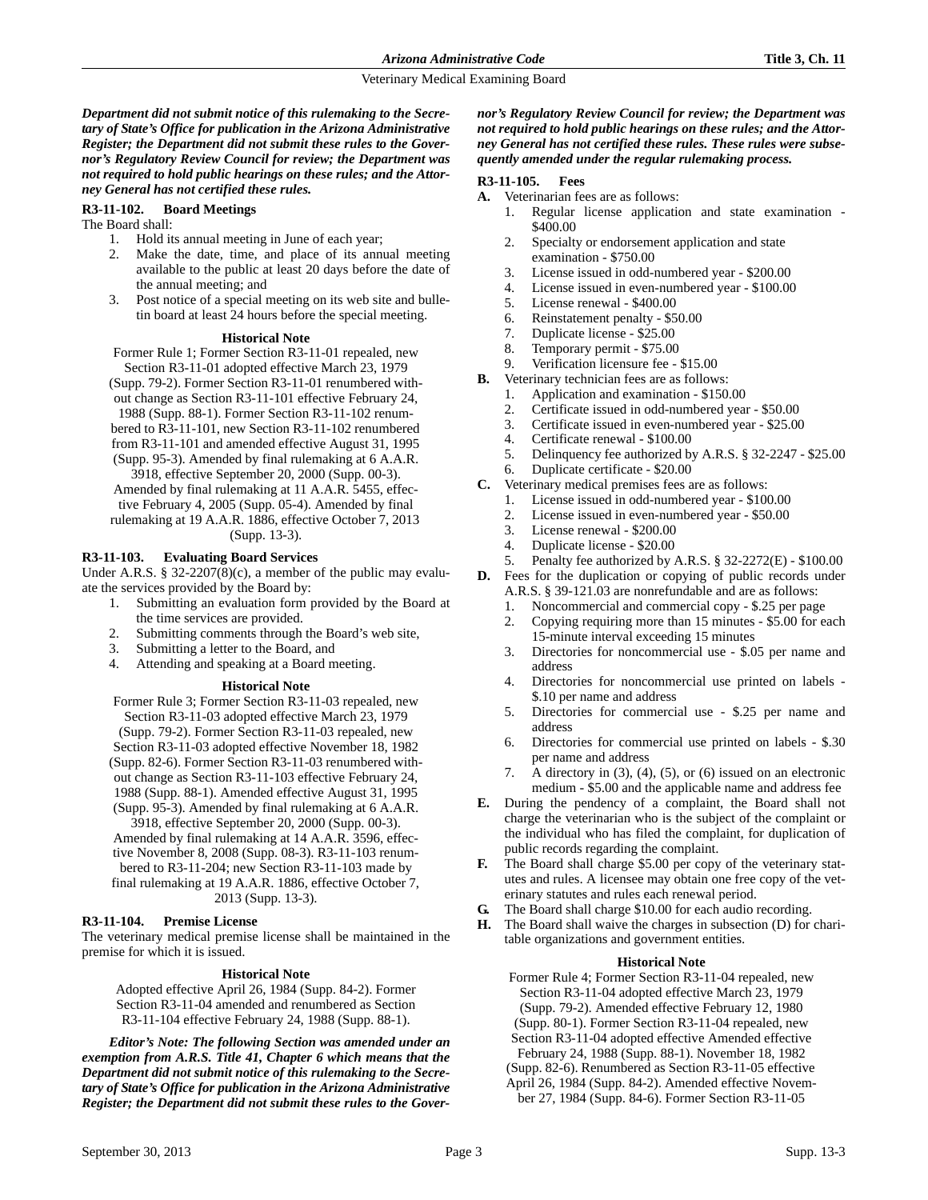***Department did not submit notice of this rulemaking to the Secretary of State's Office for publication in the Arizona Administrative Register; the Department did not submit these rules to the Governor's Regulatory Review Council for review; the Department was not required to hold public hearings on these rules; and the Attorney General has not certified these rules.***

### R3-11-102. Board Meetings

The Board shall:

1. Hold its annual meeting in June of each year;
2. Make the date, time, and place of its annual meeting available to the public at least 20 days before the date of the annual meeting; and
3. Post notice of a special meeting on its web site and bulletin board at least 24 hours before the special meeting.

**Historical Note**

Former Rule 1; Former Section R3-11-01 repealed, new Section R3-11-01 adopted effective March 23, 1979 (Supp. 79-2). Former Section R3-11-01 renumbered without change as Section R3-11-101 effective February 24, 1988 (Supp. 88-1). Former Section R3-11-102 renumbered to R3-11-101, new Section R3-11-102 renumbered from R3-11-101 and amended effective August 31, 1995 (Supp. 95-3). Amended by final rulemaking at 6 A.A.R. 3918, effective September 20, 2000 (Supp. 00-3). Amended by final rulemaking at 11 A.A.R. 5455, effective February 4, 2005 (Supp. 05-4). Amended by final rulemaking at 19 A.A.R. 1886, effective October 7, 2013 (Supp. 13-3).

### R3-11-103. Evaluating Board Services

Under A.R.S. § 32-2207(8)(c), a member of the public may evaluate the services provided by the Board by:

1. Submitting an evaluation form provided by the Board at the time services are provided.
2. Submitting comments through the Board's web site,
3. Submitting a letter to the Board, and
4. Attending and speaking at a Board meeting.

**Historical Note**

Former Rule 3; Former Section R3-11-03 repealed, new Section R3-11-03 adopted effective March 23, 1979 (Supp. 79-2). Former Section R3-11-03 repealed, new Section R3-11-03 adopted effective November 18, 1982 (Supp. 82-6). Former Section R3-11-03 renumbered without change as Section R3-11-103 effective February 24, 1988 (Supp. 88-1). Amended effective August 31, 1995 (Supp. 95-3). Amended by final rulemaking at 6 A.A.R. 3918, effective September 20, 2000 (Supp. 00-3). Amended by final rulemaking at 14 A.A.R. 3596, effective November 8, 2008 (Supp. 08-3). R3-11-103 renumbered to R3-11-204; new Section R3-11-103 made by final rulemaking at 19 A.A.R. 1886, effective October 7, 2013 (Supp. 13-3).

### R3-11-104. Premise License

The veterinary medical premise license shall be maintained in the premise for which it is issued.

**Historical Note**

Adopted effective April 26, 1984 (Supp. 84-2). Former Section R3-11-04 amended and renumbered as Section R3-11-104 effective February 24, 1988 (Supp. 88-1).

***Editor's Note: The following Section was amended under an exemption from A.R.S. Title 41, Chapter 6 which means that the Department did not submit notice of this rulemaking to the Secretary of State's Office for publication in the Arizona Administrative Register; the Department did not submit these rules to the Governor's Regulatory Review Council for review; the Department was not required to hold public hearings on these rules; and the Attorney General has not certified these rules. These rules were subsequently amended under the regular rulemaking process.***

### R3-11-105. Fees

**A.** Veterinarian fees are as follows:
1. Regular license application and state examination - $400.00
2. Specialty or endorsement application and state examination - $750.00
3. License issued in odd-numbered year - $200.00
4. License issued in even-numbered year - $100.00
5. License renewal - $400.00
6. Reinstatement penalty - $50.00
7. Duplicate license - $25.00
8. Temporary permit - $75.00
9. Verification licensure fee - $15.00

**B.** Veterinary technician fees are as follows:
1. Application and examination - $150.00
2. Certificate issued in odd-numbered year - $50.00
3. Certificate issued in even-numbered year - $25.00
4. Certificate renewal - $100.00
5. Delinquency fee authorized by A.R.S. § 32-2247 - $25.00
6. Duplicate certificate - $20.00

**C.** Veterinary medical premises fees are as follows:
1. License issued in odd-numbered year - $100.00
2. License issued in even-numbered year - $50.00
3. License renewal - $200.00
4. Duplicate license - $20.00
5. Penalty fee authorized by A.R.S. § 32-2272(E) - $100.00

**D.** Fees for the duplication or copying of public records under A.R.S. § 39-121.03 are nonrefundable and are as follows:
1. Noncommercial and commercial copy - $.25 per page
2. Copying requiring more than 15 minutes - $5.00 for each 15-minute interval exceeding 15 minutes
3. Directories for noncommercial use - $.05 per name and address
4. Directories for noncommercial use printed on labels - $.10 per name and address
5. Directories for commercial use - $.25 per name and address
6. Directories for commercial use printed on labels - $.30 per name and address
7. A directory in (3), (4), (5), or (6) issued on an electronic medium - $5.00 and the applicable name and address fee

**E.** During the pendency of a complaint, the Board shall not charge the veterinarian who is the subject of the complaint or the individual who has filed the complaint, for duplication of public records regarding the complaint.

**F.** The Board shall charge $5.00 per copy of the veterinary statutes and rules. A licensee may obtain one free copy of the veterinary statutes and rules each renewal period.

**G.** The Board shall charge $10.00 for each audio recording.

**H.** The Board shall waive the charges in subsection (D) for charitable organizations and government entities.

**Historical Note**

Former Rule 4; Former Section R3-11-04 repealed, new Section R3-11-04 adopted effective March 23, 1979 (Supp. 79-2). Amended effective February 12, 1980 (Supp. 80-1). Former Section R3-11-04 repealed, new Section R3-11-04 adopted effective Amended effective February 24, 1988 (Supp. 88-1). November 18, 1982 (Supp. 82-6). Renumbered as Section R3-11-05 effective April 26, 1984 (Supp. 84-2). Amended effective November 27, 1984 (Supp. 84-6). Former Section R3-11-05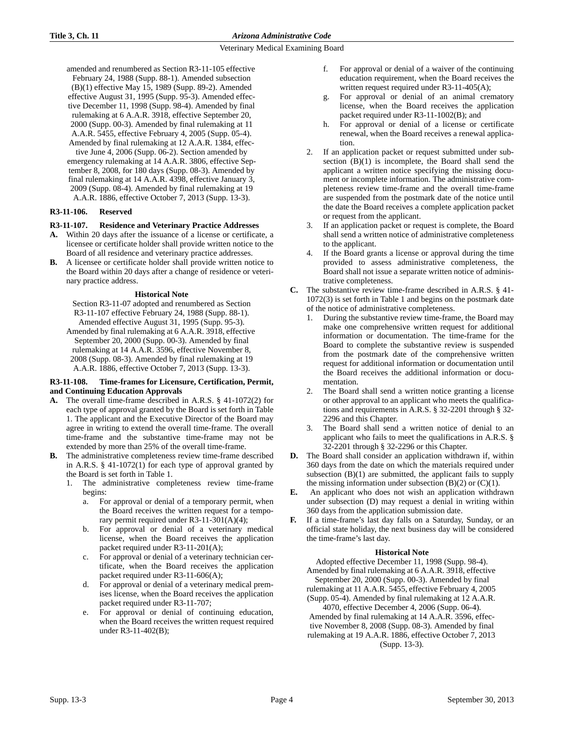amended and renumbered as Section R3-11-105 effective February 24, 1988 (Supp. 88-1). Amended subsection (B)(1) effective May 15, 1989 (Supp. 89-2). Amended effective August 31, 1995 (Supp. 95-3). Amended effective December 11, 1998 (Supp. 98-4). Amended by final rulemaking at 6 A.A.R. 3918, effective September 20, 2000 (Supp. 00-3). Amended by final rulemaking at 11 A.A.R. 5455, effective February 4, 2005 (Supp. 05-4). Amended by final rulemaking at 12 A.A.R. 1384, effective June 4, 2006 (Supp. 06-2). Section amended by emergency rulemaking at 14 A.A.R. 3806, effective September 8, 2008, for 180 days (Supp. 08-3). Amended by final rulemaking at 14 A.A.R. 4398, effective January 3, 2009 (Supp. 08-4). Amended by final rulemaking at 19 A.A.R. 1886, effective October 7, 2013 (Supp. 13-3).

**R3-11-106. Reserved**

**R3-11-107. Residence and Veterinary Practice Addresses**

**A.** Within 20 days after the issuance of a license or certificate, a licensee or certificate holder shall provide written notice to the Board of all residence and veterinary practice addresses.

**B.** A licensee or certificate holder shall provide written notice to the Board within 20 days after a change of residence or veterinary practice address.

**Historical Note**

Section R3-11-07 adopted and renumbered as Section R3-11-107 effective February 24, 1988 (Supp. 88-1). Amended effective August 31, 1995 (Supp. 95-3). Amended by final rulemaking at 6 A.A.R. 3918, effective September 20, 2000 (Supp. 00-3). Amended by final rulemaking at 14 A.A.R. 3596, effective November 8, 2008 (Supp. 08-3). Amended by final rulemaking at 19 A.A.R. 1886, effective October 7, 2013 (Supp. 13-3).

**R3-11-108. Time-frames for Licensure, Certification, Permit, and Continuing Education Approvals**

**A.** The overall time-frame described in A.R.S. § 41-1072(2) for each type of approval granted by the Board is set forth in Table 1. The applicant and the Executive Director of the Board may agree in writing to extend the overall time-frame. The overall time-frame and the substantive time-frame may not be extended by more than 25% of the overall time-frame.

**B.** The administrative completeness review time-frame described in A.R.S. § 41-1072(1) for each type of approval granted by the Board is set forth in Table 1.

1. The administrative completeness review time-frame begins:
   a. For approval or denial of a temporary permit, when the Board receives the written request for a temporary permit required under R3-11-301(A)(4);
   b. For approval or denial of a veterinary medical license, when the Board receives the application packet required under R3-11-201(A);
   c. For approval or denial of a veterinary technician certificate, when the Board receives the application packet required under R3-11-606(A);
   d. For approval or denial of a veterinary medical premises license, when the Board receives the application packet required under R3-11-707;
   e. For approval or denial of continuing education, when the Board receives the written request required under R3-11-402(B);
   f. For approval or denial of a waiver of the continuing education requirement, when the Board receives the written request required under R3-11-405(A);
   g. For approval or denial of an animal crematory license, when the Board receives the application packet required under R3-11-1002(B); and
   h. For approval or denial of a license or certificate renewal, when the Board receives a renewal application.
2. If an application packet or request submitted under subsection (B)(1) is incomplete, the Board shall send the applicant a written notice specifying the missing document or incomplete information. The administrative completeness review time-frame and the overall time-frame are suspended from the postmark date of the notice until the date the Board receives a complete application packet or request from the applicant.
3. If an application packet or request is complete, the Board shall send a written notice of administrative completeness to the applicant.
4. If the Board grants a license or approval during the time provided to assess administrative completeness, the Board shall not issue a separate written notice of administrative completeness.

**C.** The substantive review time-frame described in A.R.S. § 41-1072(3) is set forth in Table 1 and begins on the postmark date of the notice of administrative completeness.

1. During the substantive review time-frame, the Board may make one comprehensive written request for additional information or documentation. The time-frame for the Board to complete the substantive review is suspended from the postmark date of the comprehensive written request for additional information or documentation until the Board receives the additional information or documentation.
2. The Board shall send a written notice granting a license or other approval to an applicant who meets the qualifications and requirements in A.R.S. § 32-2201 through § 32-2296 and this Chapter.
3. The Board shall send a written notice of denial to an applicant who fails to meet the qualifications in A.R.S. § 32-2201 through § 32-2296 or this Chapter.

**D.** The Board shall consider an application withdrawn if, within 360 days from the date on which the materials required under subsection (B)(1) are submitted, the applicant fails to supply the missing information under subsection (B)(2) or (C)(1).

**E.** An applicant who does not wish an application withdrawn under subsection (D) may request a denial in writing within 360 days from the application submission date.

**F.** If a time-frame's last day falls on a Saturday, Sunday, or an official state holiday, the next business day will be considered the time-frame's last day.

**Historical Note**

Adopted effective December 11, 1998 (Supp. 98-4). Amended by final rulemaking at 6 A.A.R. 3918, effective September 20, 2000 (Supp. 00-3). Amended by final rulemaking at 11 A.A.R. 5455, effective February 4, 2005 (Supp. 05-4). Amended by final rulemaking at 12 A.A.R. 4070, effective December 4, 2006 (Supp. 06-4). Amended by final rulemaking at 14 A.A.R. 3596, effective November 8, 2008 (Supp. 08-3). Amended by final rulemaking at 19 A.A.R. 1886, effective October 7, 2013 (Supp. 13-3).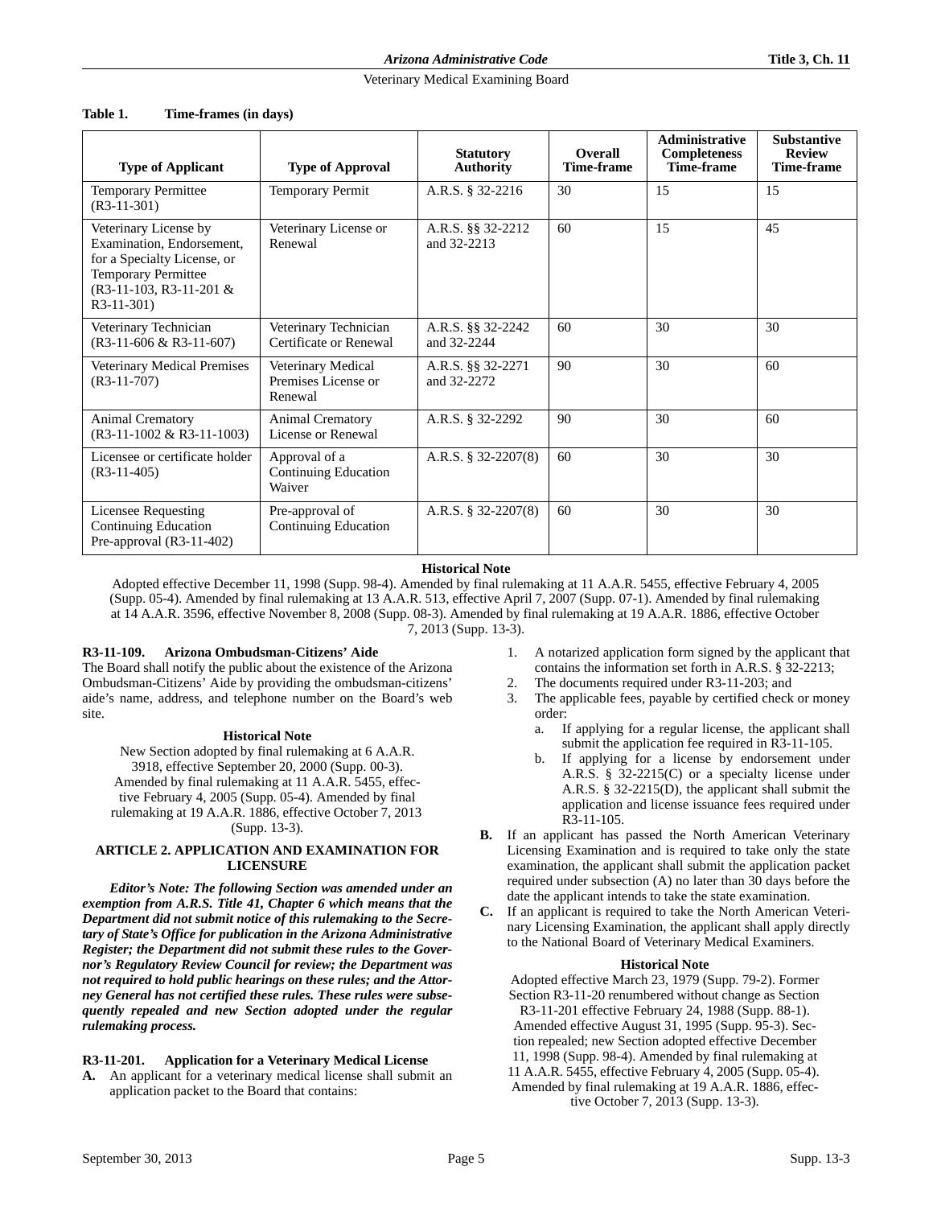**Table 1. Time-frames (in days)**

| Type of Applicant | Type of Approval | Statutory Authority | Overall Time-frame | Administrative Completeness Time-frame | Substantive Review Time-frame |
|---|---|---|---|---|---|
| Temporary Permittee (R3-11-301) | Temporary Permit | A.R.S. § 32-2216 | 30 | 15 | 15 |
| Veterinary License by Examination, Endorsement, for a Specialty License, or Temporary Permittee (R3-11-103, R3-11-201 & R3-11-301) | Veterinary License or Renewal | A.R.S. §§ 32-2212 and 32-2213 | 60 | 15 | 45 |
| Veterinary Technician (R3-11-606 & R3-11-607) | Veterinary Technician Certificate or Renewal | A.R.S. §§ 32-2242 and 32-2244 | 60 | 30 | 30 |
| Veterinary Medical Premises (R3-11-707) | Veterinary Medical Premises License or Renewal | A.R.S. §§ 32-2271 and 32-2272 | 90 | 30 | 60 |
| Animal Crematory (R3-11-1002 & R3-11-1003) | Animal Crematory License or Renewal | A.R.S. § 32-2292 | 90 | 30 | 60 |
| Licensee or certificate holder (R3-11-405) | Approval of a Continuing Education Waiver | A.R.S. § 32-2207(8) | 60 | 30 | 30 |
| Licensee Requesting Continuing Education Pre-approval (R3-11-402) | Pre-approval of Continuing Education | A.R.S. § 32-2207(8) | 60 | 30 | 30 |

**Historical Note**

Adopted effective December 11, 1998 (Supp. 98-4). Amended by final rulemaking at 11 A.A.R. 5455, effective February 4, 2005 (Supp. 05-4). Amended by final rulemaking at 13 A.A.R. 513, effective April 7, 2007 (Supp. 07-1). Amended by final rulemaking at 14 A.A.R. 3596, effective November 8, 2008 (Supp. 08-3). Amended by final rulemaking at 19 A.A.R. 1886, effective October 7, 2013 (Supp. 13-3).

### R3-11-109. Arizona Ombudsman-Citizens' Aide

The Board shall notify the public about the existence of the Arizona Ombudsman-Citizens' Aide by providing the ombudsman-citizens' aide's name, address, and telephone number on the Board's web site.

**Historical Note**

New Section adopted by final rulemaking at 6 A.A.R. 3918, effective September 20, 2000 (Supp. 00-3). Amended by final rulemaking at 11 A.A.R. 5455, effective February 4, 2005 (Supp. 05-4). Amended by final rulemaking at 19 A.A.R. 1886, effective October 7, 2013 (Supp. 13-3).

## ARTICLE 2. APPLICATION AND EXAMINATION FOR LICENSURE

***Editor's Note: The following Section was amended under an exemption from A.R.S. Title 41, Chapter 6 which means that the Department did not submit notice of this rulemaking to the Secretary of State's Office for publication in the Arizona Administrative Register; the Department did not submit these rules to the Governor's Regulatory Review Council for review; the Department was not required to hold public hearings on these rules; and the Attorney General has not certified these rules. These rules were subsequently repealed and new Section adopted under the regular rulemaking process.***

### R3-11-201. Application for a Veterinary Medical License

**A.** An applicant for a veterinary medical license shall submit an application packet to the Board that contains:

1. A notarized application form signed by the applicant that contains the information set forth in A.R.S. § 32-2213;
2. The documents required under R3-11-203; and
3. The applicable fees, payable by certified check or money order:
   a. If applying for a regular license, the applicant shall submit the application fee required in R3-11-105.
   b. If applying for a license by endorsement under A.R.S. § 32-2215(C) or a specialty license under A.R.S. § 32-2215(D), the applicant shall submit the application and license issuance fees required under R3-11-105.

**B.** If an applicant has passed the North American Veterinary Licensing Examination and is required to take only the state examination, the applicant shall submit the application packet required under subsection (A) no later than 30 days before the date the applicant intends to take the state examination.

**C.** If an applicant is required to take the North American Veterinary Licensing Examination, the applicant shall apply directly to the National Board of Veterinary Medical Examiners.

**Historical Note**

Adopted effective March 23, 1979 (Supp. 79-2). Former Section R3-11-20 renumbered without change as Section R3-11-201 effective February 24, 1988 (Supp. 88-1). Amended effective August 31, 1995 (Supp. 95-3). Section repealed; new Section adopted effective December 11, 1998 (Supp. 98-4). Amended by final rulemaking at 11 A.A.R. 5455, effective February 4, 2005 (Supp. 05-4). Amended by final rulemaking at 19 A.A.R. 1886, effective October 7, 2013 (Supp. 13-3).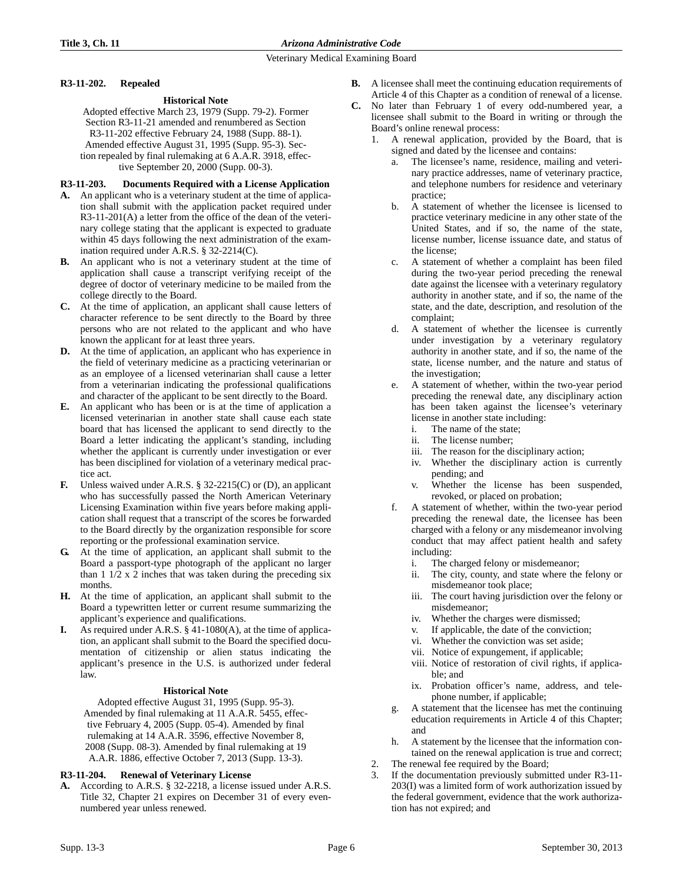## R3-11-202. Repealed

**Historical Note**

Adopted effective March 23, 1979 (Supp. 79-2). Former Section R3-11-21 amended and renumbered as Section R3-11-202 effective February 24, 1988 (Supp. 88-1). Amended effective August 31, 1995 (Supp. 95-3). Section repealed by final rulemaking at 6 A.A.R. 3918, effective September 20, 2000 (Supp. 00-3).

## R3-11-203. Documents Required with a License Application

**A.** An applicant who is a veterinary student at the time of application shall submit with the application packet required under R3-11-201(A) a letter from the office of the dean of the veterinary college stating that the applicant is expected to graduate within 45 days following the next administration of the examination required under A.R.S. § 32-2214(C).

**B.** An applicant who is not a veterinary student at the time of application shall cause a transcript verifying receipt of the degree of doctor of veterinary medicine to be mailed from the college directly to the Board.

**C.** At the time of application, an applicant shall cause letters of character reference to be sent directly to the Board by three persons who are not related to the applicant and who have known the applicant for at least three years.

**D.** At the time of application, an applicant who has experience in the field of veterinary medicine as a practicing veterinarian or as an employee of a licensed veterinarian shall cause a letter from a veterinarian indicating the professional qualifications and character of the applicant to be sent directly to the Board.

**E.** An applicant who has been or is at the time of application a licensed veterinarian in another state shall cause each state board that has licensed the applicant to send directly to the Board a letter indicating the applicant's standing, including whether the applicant is currently under investigation or ever has been disciplined for violation of a veterinary medical practice act.

**F.** Unless waived under A.R.S. § 32-2215(C) or (D), an applicant who has successfully passed the North American Veterinary Licensing Examination within five years before making application shall request that a transcript of the scores be forwarded to the Board directly by the organization responsible for score reporting or the professional examination service.

**G.** At the time of application, an applicant shall submit to the Board a passport-type photograph of the applicant no larger than 1 1/2 x 2 inches that was taken during the preceding six months.

**H.** At the time of application, an applicant shall submit to the Board a typewritten letter or current resume summarizing the applicant's experience and qualifications.

**I.** As required under A.R.S. § 41-1080(A), at the time of application, an applicant shall submit to the Board the specified documentation of citizenship or alien status indicating the applicant's presence in the U.S. is authorized under federal law.

**Historical Note**

Adopted effective August 31, 1995 (Supp. 95-3). Amended by final rulemaking at 11 A.A.R. 5455, effective February 4, 2005 (Supp. 05-4). Amended by final rulemaking at 14 A.A.R. 3596, effective November 8, 2008 (Supp. 08-3). Amended by final rulemaking at 19 A.A.R. 1886, effective October 7, 2013 (Supp. 13-3).

## R3-11-204. Renewal of Veterinary License

**A.** According to A.R.S. § 32-2218, a license issued under A.R.S. Title 32, Chapter 21 expires on December 31 of every even-numbered year unless renewed.

**B.** A licensee shall meet the continuing education requirements of Article 4 of this Chapter as a condition of renewal of a license.

**C.** No later than February 1 of every odd-numbered year, a licensee shall submit to the Board in writing or through the Board's online renewal process:

1. A renewal application, provided by the Board, that is signed and dated by the licensee and contains:
   a. The licensee's name, residence, mailing and veterinary practice addresses, name of veterinary practice, and telephone numbers for residence and veterinary practice;
   b. A statement of whether the licensee is licensed to practice veterinary medicine in any other state of the United States, and if so, the name of the state, license number, license issuance date, and status of the license;
   c. A statement of whether a complaint has been filed during the two-year period preceding the renewal date against the licensee with a veterinary regulatory authority in another state, and if so, the name of the state, and the date, description, and resolution of the complaint;
   d. A statement of whether the licensee is currently under investigation by a veterinary regulatory authority in another state, and if so, the name of the state, license number, and the nature and status of the investigation;
   e. A statement of whether, within the two-year period preceding the renewal date, any disciplinary action has been taken against the licensee's veterinary license in another state including:
      i. The name of the state;
      ii. The license number;
      iii. The reason for the disciplinary action;
      iv. Whether the disciplinary action is currently pending; and
      v. Whether the license has been suspended, revoked, or placed on probation;
   f. A statement of whether, within the two-year period preceding the renewal date, the licensee has been charged with a felony or any misdemeanor involving conduct that may affect patient health and safety including:
      i. The charged felony or misdemeanor;
      ii. The city, county, and state where the felony or misdemeanor took place;
      iii. The court having jurisdiction over the felony or misdemeanor;
      iv. Whether the charges were dismissed;
      v. If applicable, the date of the conviction;
      vi. Whether the conviction was set aside;
      vii. Notice of expungement, if applicable;
      viii. Notice of restoration of civil rights, if applicable; and
      ix. Probation officer's name, address, and telephone number, if applicable;
   g. A statement that the licensee has met the continuing education requirements in Article 4 of this Chapter; and
   h. A statement by the licensee that the information contained on the renewal application is true and correct;
2. The renewal fee required by the Board;
3. If the documentation previously submitted under R3-11-203(I) was a limited form of work authorization issued by the federal government, evidence that the work authorization has not expired; and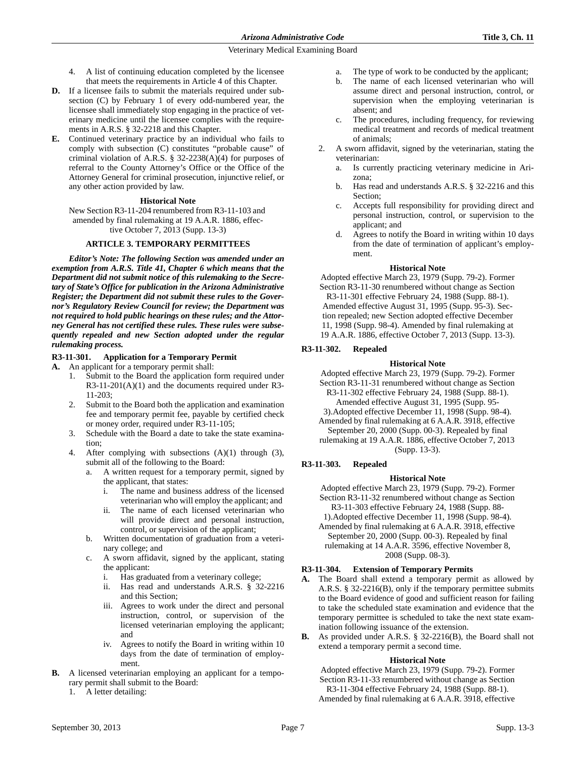4. A list of continuing education completed by the licensee that meets the requirements in Article 4 of this Chapter.

**D.** If a licensee fails to submit the materials required under subsection (C) by February 1 of every odd-numbered year, the licensee shall immediately stop engaging in the practice of veterinary medicine until the licensee complies with the requirements in A.R.S. § 32-2218 and this Chapter.

**E.** Continued veterinary practice by an individual who fails to comply with subsection (C) constitutes "probable cause" of criminal violation of A.R.S. § 32-2238(A)(4) for purposes of referral to the County Attorney's Office or the Office of the Attorney General for criminal prosecution, injunctive relief, or any other action provided by law.

**Historical Note**

New Section R3-11-204 renumbered from R3-11-103 and amended by final rulemaking at 19 A.A.R. 1886, effective October 7, 2013 (Supp. 13-3)

## ARTICLE 3. TEMPORARY PERMITTEES

***Editor's Note: The following Section was amended under an exemption from A.R.S. Title 41, Chapter 6 which means that the Department did not submit notice of this rulemaking to the Secretary of State's Office for publication in the Arizona Administrative Register; the Department did not submit these rules to the Governor's Regulatory Review Council for review; the Department was not required to hold public hearings on these rules; and the Attorney General has not certified these rules. These rules were subsequently repealed and new Section adopted under the regular rulemaking process.***

### R3-11-301. Application for a Temporary Permit

**A.** An applicant for a temporary permit shall:

1. Submit to the Board the application form required under R3-11-201(A)(1) and the documents required under R3-11-203;
2. Submit to the Board both the application and examination fee and temporary permit fee, payable by certified check or money order, required under R3-11-105;
3. Schedule with the Board a date to take the state examination;
4. After complying with subsections (A)(1) through (3), submit all of the following to the Board:
   a. A written request for a temporary permit, signed by the applicant, that states:
      i. The name and business address of the licensed veterinarian who will employ the applicant; and
      ii. The name of each licensed veterinarian who will provide direct and personal instruction, control, or supervision of the applicant;
   b. Written documentation of graduation from a veterinary college; and
   c. A sworn affidavit, signed by the applicant, stating the applicant:
      i. Has graduated from a veterinary college;
      ii. Has read and understands A.R.S. § 32-2216 and this Section;
      iii. Agrees to work under the direct and personal instruction, control, or supervision of the licensed veterinarian employing the applicant; and
      iv. Agrees to notify the Board in writing within 10 days from the date of termination of employment.

**B.** A licensed veterinarian employing an applicant for a temporary permit shall submit to the Board:

1. A letter detailing:
   a. The type of work to be conducted by the applicant;
   b. The name of each licensed veterinarian who will assume direct and personal instruction, control, or supervision when the employing veterinarian is absent; and
   c. The procedures, including frequency, for reviewing medical treatment and records of medical treatment of animals;
2. A sworn affidavit, signed by the veterinarian, stating the veterinarian:
   a. Is currently practicing veterinary medicine in Arizona;
   b. Has read and understands A.R.S. § 32-2216 and this Section;
   c. Accepts full responsibility for providing direct and personal instruction, control, or supervision to the applicant; and
   d. Agrees to notify the Board in writing within 10 days from the date of termination of applicant's employment.

**Historical Note**

Adopted effective March 23, 1979 (Supp. 79-2). Former Section R3-11-30 renumbered without change as Section R3-11-301 effective February 24, 1988 (Supp. 88-1). Amended effective August 31, 1995 (Supp. 95-3). Section repealed; new Section adopted effective December 11, 1998 (Supp. 98-4). Amended by final rulemaking at 19 A.A.R. 1886, effective October 7, 2013 (Supp. 13-3).

### R3-11-302. Repealed

**Historical Note**

Adopted effective March 23, 1979 (Supp. 79-2). Former Section R3-11-31 renumbered without change as Section R3-11-302 effective February 24, 1988 (Supp. 88-1). Amended effective August 31, 1995 (Supp. 95-3).Adopted effective December 11, 1998 (Supp. 98-4). Amended by final rulemaking at 6 A.A.R. 3918, effective September 20, 2000 (Supp. 00-3). Repealed by final rulemaking at 19 A.A.R. 1886, effective October 7, 2013 (Supp. 13-3).

### R3-11-303. Repealed

**Historical Note**

Adopted effective March 23, 1979 (Supp. 79-2). Former Section R3-11-32 renumbered without change as Section R3-11-303 effective February 24, 1988 (Supp. 88-1).Adopted effective December 11, 1998 (Supp. 98-4). Amended by final rulemaking at 6 A.A.R. 3918, effective September 20, 2000 (Supp. 00-3). Repealed by final rulemaking at 14 A.A.R. 3596, effective November 8, 2008 (Supp. 08-3).

### R3-11-304. Extension of Temporary Permits

**A.** The Board shall extend a temporary permits as allowed by A.R.S. § 32-2216(B), only if the temporary permittee submits to the Board evidence of good and sufficient reason for failing to take the scheduled state examination and evidence that the temporary permittee is scheduled to take the next state examination following issuance of the extension.

**B.** As provided under A.R.S. § 32-2216(B), the Board shall not extend a temporary permit a second time.

**Historical Note**

Adopted effective March 23, 1979 (Supp. 79-2). Former Section R3-11-33 renumbered without change as Section R3-11-304 effective February 24, 1988 (Supp. 88-1). Amended by final rulemaking at 6 A.A.R. 3918, effective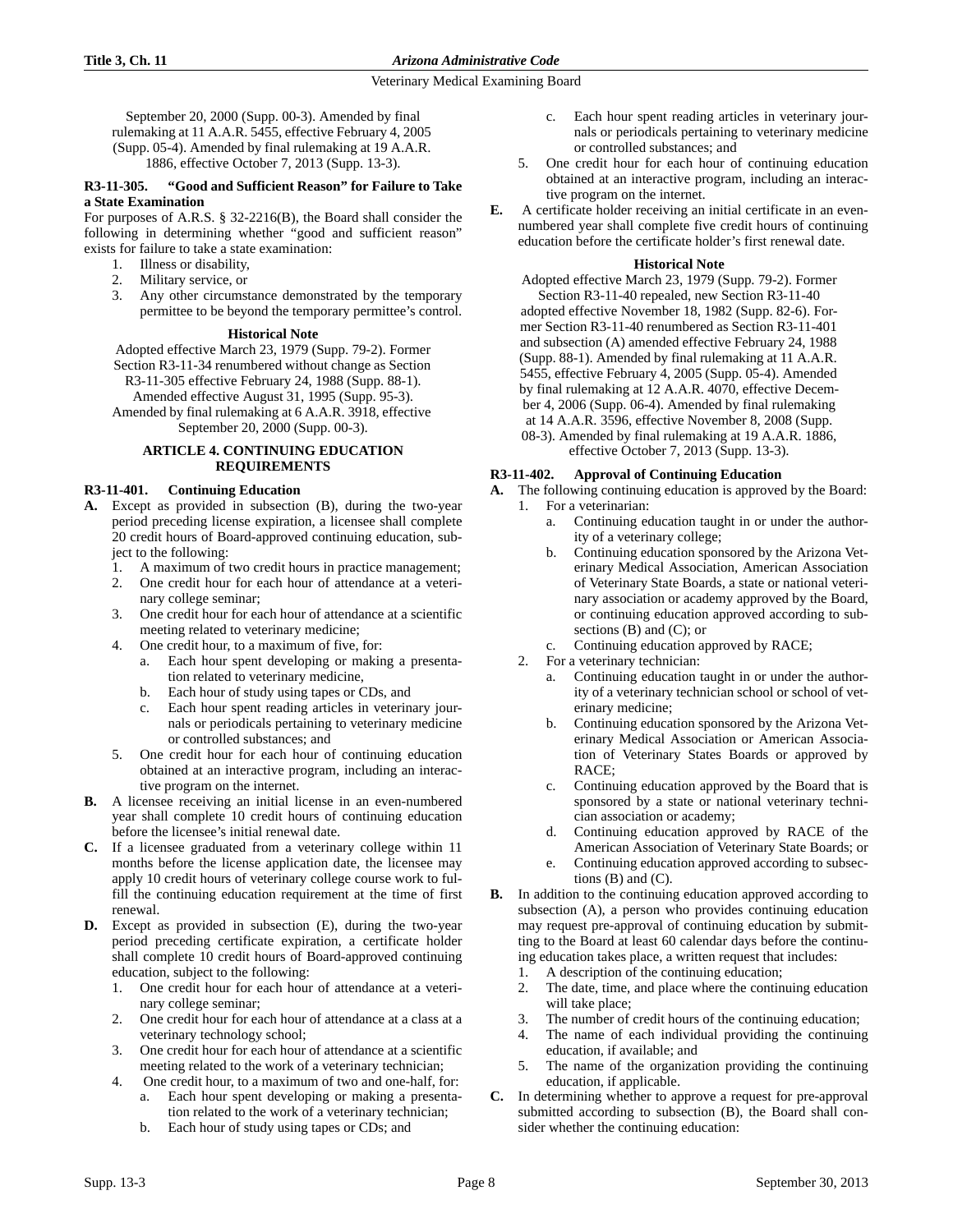September 20, 2000 (Supp. 00-3). Amended by final rulemaking at 11 A.A.R. 5455, effective February 4, 2005 (Supp. 05-4). Amended by final rulemaking at 19 A.A.R. 1886, effective October 7, 2013 (Supp. 13-3).

**R3-11-305. "Good and Sufficient Reason" for Failure to Take a State Examination**

For purposes of A.R.S. § 32-2216(B), the Board shall consider the following in determining whether "good and sufficient reason" exists for failure to take a state examination:

1. Illness or disability,
2. Military service, or
3. Any other circumstance demonstrated by the temporary permittee to be beyond the temporary permittee's control.

**Historical Note**

Adopted effective March 23, 1979 (Supp. 79-2). Former Section R3-11-34 renumbered without change as Section R3-11-305 effective February 24, 1988 (Supp. 88-1). Amended effective August 31, 1995 (Supp. 95-3). Amended by final rulemaking at 6 A.A.R. 3918, effective September 20, 2000 (Supp. 00-3).

## ARTICLE 4. CONTINUING EDUCATION REQUIREMENTS

**R3-11-401. Continuing Education**

**A.** Except as provided in subsection (B), during the two-year period preceding license expiration, a licensee shall complete 20 credit hours of Board-approved continuing education, subject to the following:
   1. A maximum of two credit hours in practice management;
   2. One credit hour for each hour of attendance at a veterinary college seminar;
   3. One credit hour for each hour of attendance at a scientific meeting related to veterinary medicine;
   4. One credit hour, to a maximum of five, for:
      a. Each hour spent developing or making a presentation related to veterinary medicine,
      b. Each hour of study using tapes or CDs, and
      c. Each hour spent reading articles in veterinary journals or periodicals pertaining to veterinary medicine or controlled substances; and
   5. One credit hour for each hour of continuing education obtained at an interactive program, including an interactive program on the internet.

**B.** A licensee receiving an initial license in an even-numbered year shall complete 10 credit hours of continuing education before the licensee's initial renewal date.

**C.** If a licensee graduated from a veterinary college within 11 months before the license application date, the licensee may apply 10 credit hours of veterinary college course work to fulfill the continuing education requirement at the time of first renewal.

**D.** Except as provided in subsection (E), during the two-year period preceding certificate expiration, a certificate holder shall complete 10 credit hours of Board-approved continuing education, subject to the following:
   1. One credit hour for each hour of attendance at a veterinary college seminar;
   2. One credit hour for each hour of attendance at a class at a veterinary technology school;
   3. One credit hour for each hour of attendance at a scientific meeting related to the work of a veterinary technician;
   4. One credit hour, to a maximum of two and one-half, for:
      a. Each hour spent developing or making a presentation related to the work of a veterinary technician;
      b. Each hour of study using tapes or CDs; and
      c. Each hour spent reading articles in veterinary journals or periodicals pertaining to veterinary medicine or controlled substances; and
   5. One credit hour for each hour of continuing education obtained at an interactive program, including an interactive program on the internet.

**E.** A certificate holder receiving an initial certificate in an even-numbered year shall complete five credit hours of continuing education before the certificate holder's first renewal date.

**Historical Note**

Adopted effective March 23, 1979 (Supp. 79-2). Former Section R3-11-40 repealed, new Section R3-11-40 adopted effective November 18, 1982 (Supp. 82-6). Former Section R3-11-40 renumbered as Section R3-11-401 and subsection (A) amended effective February 24, 1988 (Supp. 88-1). Amended by final rulemaking at 11 A.A.R. 5455, effective February 4, 2005 (Supp. 05-4). Amended by final rulemaking at 12 A.A.R. 4070, effective December 4, 2006 (Supp. 06-4). Amended by final rulemaking at 14 A.A.R. 3596, effective November 8, 2008 (Supp. 08-3). Amended by final rulemaking at 19 A.A.R. 1886, effective October 7, 2013 (Supp. 13-3).

**R3-11-402. Approval of Continuing Education**

**A.** The following continuing education is approved by the Board:
   1. For a veterinarian:
      a. Continuing education taught in or under the authority of a veterinary college;
      b. Continuing education sponsored by the Arizona Veterinary Medical Association, American Association of Veterinary State Boards, a state or national veterinary association or academy approved by the Board, or continuing education approved according to subsections (B) and (C); or
      c. Continuing education approved by RACE;
   2. For a veterinary technician:
      a. Continuing education taught in or under the authority of a veterinary technician school or school of veterinary medicine;
      b. Continuing education sponsored by the Arizona Veterinary Medical Association or American Association of Veterinary States Boards or approved by RACE;
      c. Continuing education approved by the Board that is sponsored by a state or national veterinary technician association or academy;
      d. Continuing education approved by RACE of the American Association of Veterinary State Boards; or
      e. Continuing education approved according to subsections (B) and (C).

**B.** In addition to the continuing education approved according to subsection (A), a person who provides continuing education may request pre-approval of continuing education by submitting to the Board at least 60 calendar days before the continuing education takes place, a written request that includes:
   1. A description of the continuing education;
   2. The date, time, and place where the continuing education will take place;
   3. The number of credit hours of the continuing education;
   4. The name of each individual providing the continuing education, if available; and
   5. The name of the organization providing the continuing education, if applicable.

**C.** In determining whether to approve a request for pre-approval submitted according to subsection (B), the Board shall consider whether the continuing education: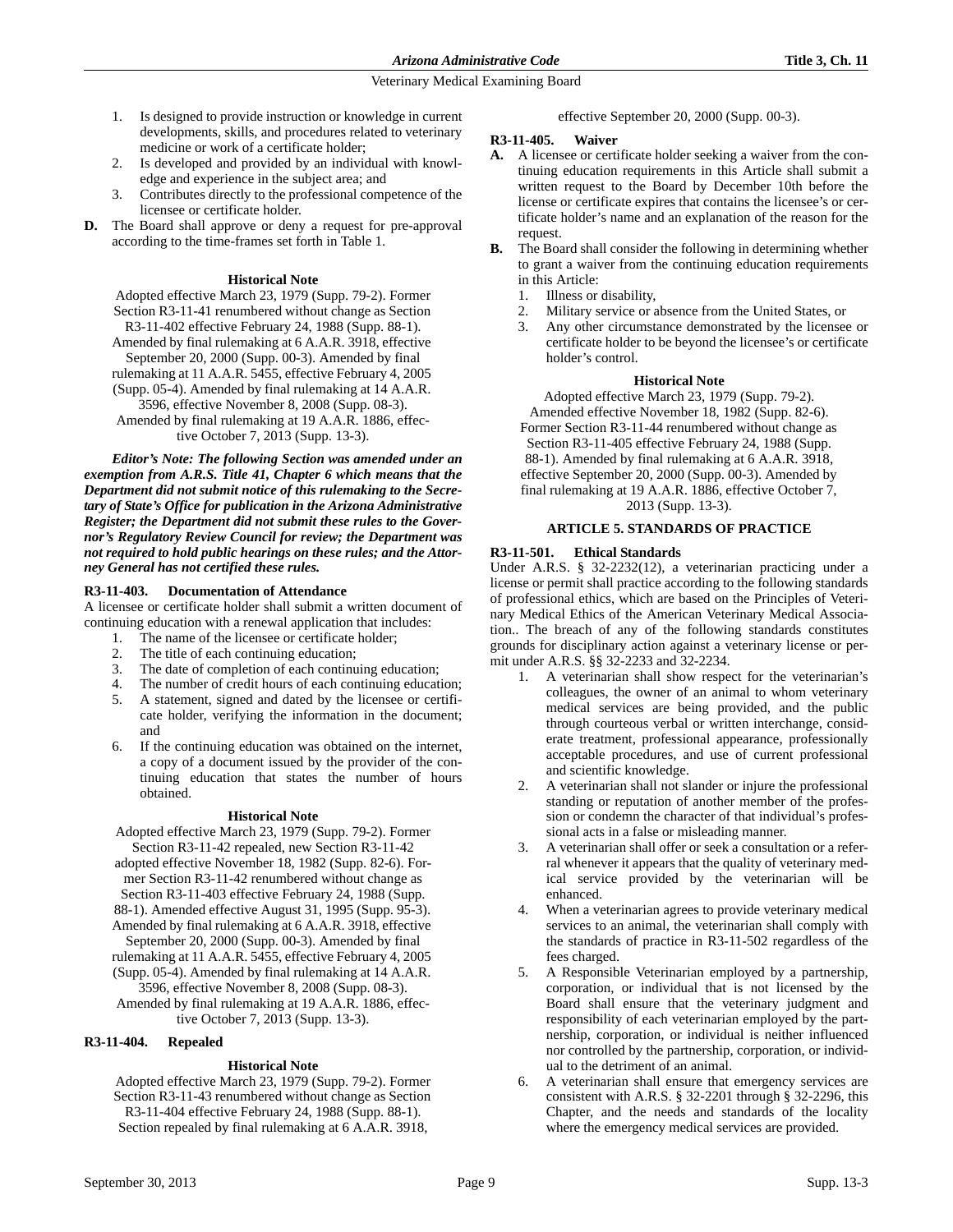1. Is designed to provide instruction or knowledge in current developments, skills, and procedures related to veterinary medicine or work of a certificate holder;
2. Is developed and provided by an individual with knowledge and experience in the subject area; and
3. Contributes directly to the professional competence of the licensee or certificate holder.

**D.** The Board shall approve or deny a request for pre-approval according to the time-frames set forth in Table 1.

**Historical Note**

Adopted effective March 23, 1979 (Supp. 79-2). Former Section R3-11-41 renumbered without change as Section R3-11-402 effective February 24, 1988 (Supp. 88-1). Amended by final rulemaking at 6 A.A.R. 3918, effective September 20, 2000 (Supp. 00-3). Amended by final rulemaking at 11 A.A.R. 5455, effective February 4, 2005 (Supp. 05-4). Amended by final rulemaking at 14 A.A.R. 3596, effective November 8, 2008 (Supp. 08-3). Amended by final rulemaking at 19 A.A.R. 1886, effective October 7, 2013 (Supp. 13-3).

***Editor's Note: The following Section was amended under an exemption from A.R.S. Title 41, Chapter 6 which means that the Department did not submit notice of this rulemaking to the Secretary of State's Office for publication in the Arizona Administrative Register; the Department did not submit these rules to the Governor's Regulatory Review Council for review; the Department was not required to hold public hearings on these rules; and the Attorney General has not certified these rules.***

### R3-11-403. Documentation of Attendance

A licensee or certificate holder shall submit a written document of continuing education with a renewal application that includes:

1. The name of the licensee or certificate holder;
2. The title of each continuing education;
3. The date of completion of each continuing education;
4. The number of credit hours of each continuing education;
5. A statement, signed and dated by the licensee or certificate holder, verifying the information in the document; and
6. If the continuing education was obtained on the internet, a copy of a document issued by the provider of the continuing education that states the number of hours obtained.

**Historical Note**

Adopted effective March 23, 1979 (Supp. 79-2). Former Section R3-11-42 repealed, new Section R3-11-42 adopted effective November 18, 1982 (Supp. 82-6). Former Section R3-11-42 renumbered without change as Section R3-11-403 effective February 24, 1988 (Supp. 88-1). Amended effective August 31, 1995 (Supp. 95-3). Amended by final rulemaking at 6 A.A.R. 3918, effective September 20, 2000 (Supp. 00-3). Amended by final rulemaking at 11 A.A.R. 5455, effective February 4, 2005 (Supp. 05-4). Amended by final rulemaking at 14 A.A.R. 3596, effective November 8, 2008 (Supp. 08-3). Amended by final rulemaking at 19 A.A.R. 1886, effective October 7, 2013 (Supp. 13-3).

### R3-11-404. Repealed

**Historical Note**

Adopted effective March 23, 1979 (Supp. 79-2). Former Section R3-11-43 renumbered without change as Section R3-11-404 effective February 24, 1988 (Supp. 88-1). Section repealed by final rulemaking at 6 A.A.R. 3918, effective September 20, 2000 (Supp. 00-3).

### R3-11-405. Waiver

**A.** A licensee or certificate holder seeking a waiver from the continuing education requirements in this Article shall submit a written request to the Board by December 10th before the license or certificate expires that contains the licensee's or certificate holder's name and an explanation of the reason for the request.

**B.** The Board shall consider the following in determining whether to grant a waiver from the continuing education requirements in this Article:

1. Illness or disability,
2. Military service or absence from the United States, or
3. Any other circumstance demonstrated by the licensee or certificate holder to be beyond the licensee's or certificate holder's control.

**Historical Note**

Adopted effective March 23, 1979 (Supp. 79-2). Amended effective November 18, 1982 (Supp. 82-6). Former Section R3-11-44 renumbered without change as Section R3-11-405 effective February 24, 1988 (Supp. 88-1). Amended by final rulemaking at 6 A.A.R. 3918, effective September 20, 2000 (Supp. 00-3). Amended by final rulemaking at 19 A.A.R. 1886, effective October 7, 2013 (Supp. 13-3).

## ARTICLE 5. STANDARDS OF PRACTICE

### R3-11-501. Ethical Standards

Under A.R.S. § 32-2232(12), a veterinarian practicing under a license or permit shall practice according to the following standards of professional ethics, which are based on the Principles of Veterinary Medical Ethics of the American Veterinary Medical Association.. The breach of any of the following standards constitutes grounds for disciplinary action against a veterinary license or permit under A.R.S. §§ 32-2233 and 32-2234.

1. A veterinarian shall show respect for the veterinarian's colleagues, the owner of an animal to whom veterinary medical services are being provided, and the public through courteous verbal or written interchange, considerate treatment, professional appearance, professionally acceptable procedures, and use of current professional and scientific knowledge.
2. A veterinarian shall not slander or injure the professional standing or reputation of another member of the profession or condemn the character of that individual's professional acts in a false or misleading manner.
3. A veterinarian shall offer or seek a consultation or a referral whenever it appears that the quality of veterinary medical service provided by the veterinarian will be enhanced.
4. When a veterinarian agrees to provide veterinary medical services to an animal, the veterinarian shall comply with the standards of practice in R3-11-502 regardless of the fees charged.
5. A Responsible Veterinarian employed by a partnership, corporation, or individual that is not licensed by the Board shall ensure that the veterinary judgment and responsibility of each veterinarian employed by the partnership, corporation, or individual is neither influenced nor controlled by the partnership, corporation, or individual to the detriment of an animal.
6. A veterinarian shall ensure that emergency services are consistent with A.R.S. § 32-2201 through § 32-2296, this Chapter, and the needs and standards of the locality where the emergency medical services are provided.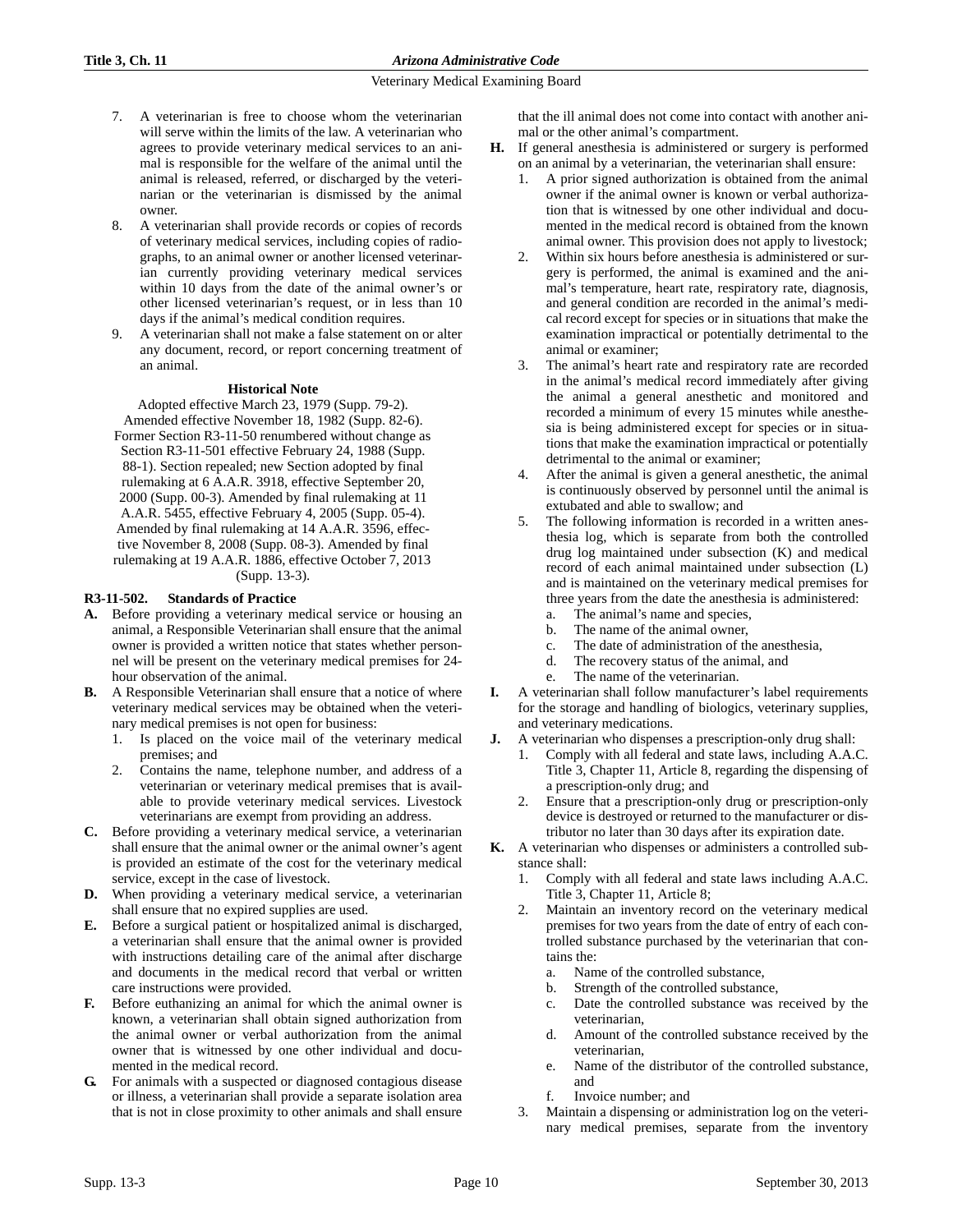7. A veterinarian is free to choose whom the veterinarian will serve within the limits of the law. A veterinarian who agrees to provide veterinary medical services to an animal is responsible for the welfare of the animal until the animal is released, referred, or discharged by the veterinarian or the veterinarian is dismissed by the animal owner.
8. A veterinarian shall provide records or copies of records of veterinary medical services, including copies of radiographs, to an animal owner or another licensed veterinarian currently providing veterinary medical services within 10 days from the date of the animal owner's or other licensed veterinarian's request, or in less than 10 days if the animal's medical condition requires.
9. A veterinarian shall not make a false statement on or alter any document, record, or report concerning treatment of an animal.

**Historical Note**

Adopted effective March 23, 1979 (Supp. 79-2). Amended effective November 18, 1982 (Supp. 82-6). Former Section R3-11-50 renumbered without change as Section R3-11-501 effective February 24, 1988 (Supp. 88-1). Section repealed; new Section adopted by final rulemaking at 6 A.A.R. 3918, effective September 20, 2000 (Supp. 00-3). Amended by final rulemaking at 11 A.A.R. 5455, effective February 4, 2005 (Supp. 05-4). Amended by final rulemaking at 14 A.A.R. 3596, effective November 8, 2008 (Supp. 08-3). Amended by final rulemaking at 19 A.A.R. 1886, effective October 7, 2013 (Supp. 13-3).

**R3-11-502. Standards of Practice**

**A.** Before providing a veterinary medical service or housing an animal, a Responsible Veterinarian shall ensure that the animal owner is provided a written notice that states whether personnel will be present on the veterinary medical premises for 24-hour observation of the animal.

**B.** A Responsible Veterinarian shall ensure that a notice of where veterinary medical services may be obtained when the veterinary medical premises is not open for business:
1. Is placed on the voice mail of the veterinary medical premises; and
2. Contains the name, telephone number, and address of a veterinarian or veterinary medical premises that is available to provide veterinary medical services. Livestock veterinarians are exempt from providing an address.

**C.** Before providing a veterinary medical service, a veterinarian shall ensure that the animal owner or the animal owner's agent is provided an estimate of the cost for the veterinary medical service, except in the case of livestock.

**D.** When providing a veterinary medical service, a veterinarian shall ensure that no expired supplies are used.

**E.** Before a surgical patient or hospitalized animal is discharged, a veterinarian shall ensure that the animal owner is provided with instructions detailing care of the animal after discharge and documents in the medical record that verbal or written care instructions were provided.

**F.** Before euthanizing an animal for which the animal owner is known, a veterinarian shall obtain signed authorization from the animal owner or verbal authorization from the animal owner that is witnessed by one other individual and documented in the medical record.

**G.** For animals with a suspected or diagnosed contagious disease or illness, a veterinarian shall provide a separate isolation area that is not in close proximity to other animals and shall ensure that the ill animal does not come into contact with another animal or the other animal's compartment.

**H.** If general anesthesia is administered or surgery is performed on an animal by a veterinarian, the veterinarian shall ensure:
1. A prior signed authorization is obtained from the animal owner if the animal owner is known or verbal authorization that is witnessed by one other individual and documented in the medical record is obtained from the known animal owner. This provision does not apply to livestock;
2. Within six hours before anesthesia is administered or surgery is performed, the animal is examined and the animal's temperature, heart rate, respiratory rate, diagnosis, and general condition are recorded in the animal's medical record except for species or in situations that make the examination impractical or potentially detrimental to the animal or examiner;
3. The animal's heart rate and respiratory rate are recorded in the animal's medical record immediately after giving the animal a general anesthetic and monitored and recorded a minimum of every 15 minutes while anesthesia is being administered except for species or in situations that make the examination impractical or potentially detrimental to the animal or examiner;
4. After the animal is given a general anesthetic, the animal is continuously observed by personnel until the animal is extubated and able to swallow; and
5. The following information is recorded in a written anesthesia log, which is separate from both the controlled drug log maintained under subsection (K) and medical record of each animal maintained under subsection (L) and is maintained on the veterinary medical premises for three years from the date the anesthesia is administered:
   a. The animal's name and species,
   b. The name of the animal owner,
   c. The date of administration of the anesthesia,
   d. The recovery status of the animal, and
   e. The name of the veterinarian.

**I.** A veterinarian shall follow manufacturer's label requirements for the storage and handling of biologics, veterinary supplies, and veterinary medications.

**J.** A veterinarian who dispenses a prescription-only drug shall:
1. Comply with all federal and state laws, including A.A.C. Title 3, Chapter 11, Article 8, regarding the dispensing of a prescription-only drug; and
2. Ensure that a prescription-only drug or prescription-only device is destroyed or returned to the manufacturer or distributor no later than 30 days after its expiration date.

**K.** A veterinarian who dispenses or administers a controlled substance shall:
1. Comply with all federal and state laws including A.A.C. Title 3, Chapter 11, Article 8;
2. Maintain an inventory record on the veterinary medical premises for two years from the date of entry of each controlled substance purchased by the veterinarian that contains the:
   a. Name of the controlled substance,
   b. Strength of the controlled substance,
   c. Date the controlled substance was received by the veterinarian,
   d. Amount of the controlled substance received by the veterinarian,
   e. Name of the distributor of the controlled substance, and
   f. Invoice number; and
3. Maintain a dispensing or administration log on the veterinary medical premises, separate from the inventory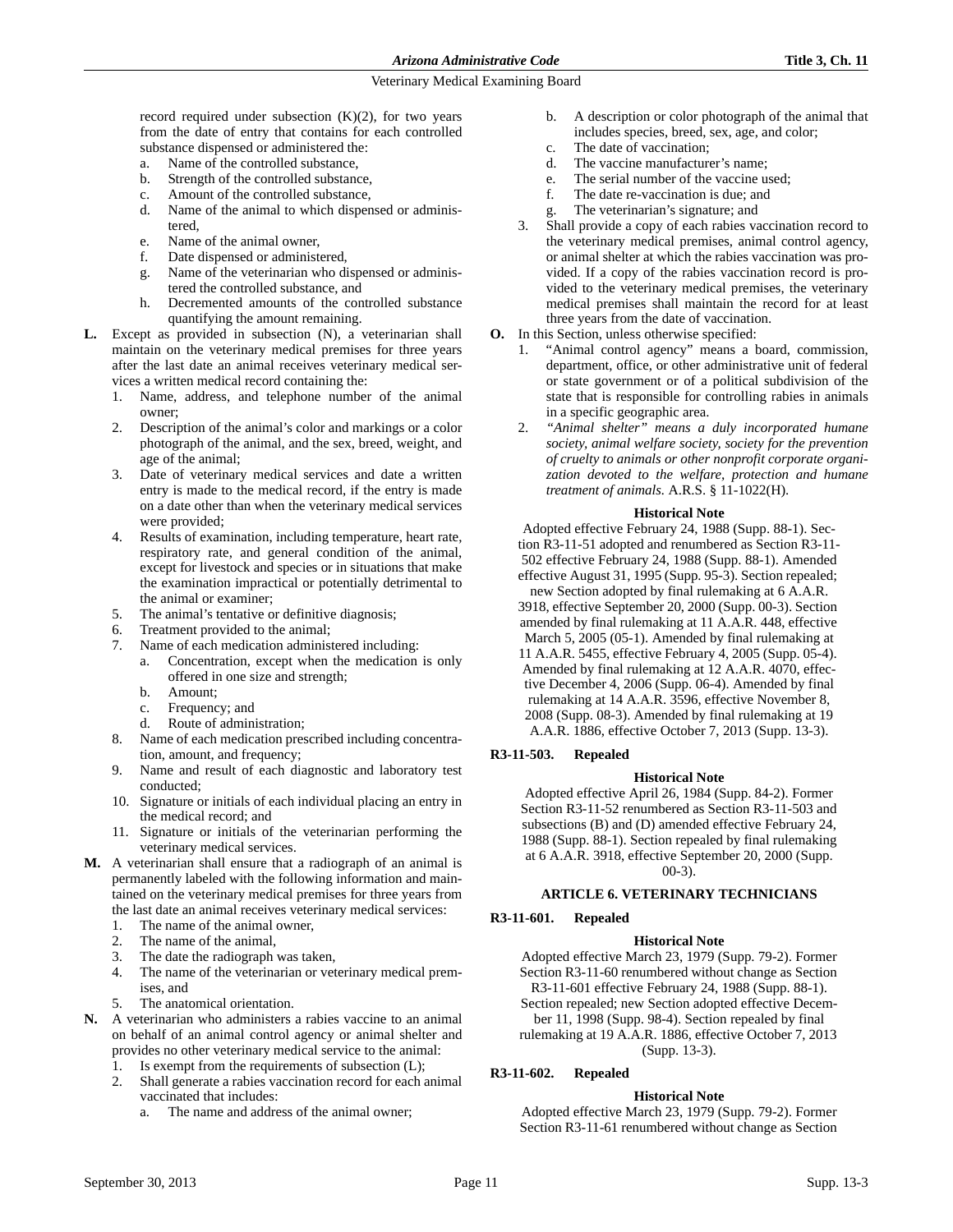record required under subsection (K)(2), for two years from the date of entry that contains for each controlled substance dispensed or administered the:

   a. Name of the controlled substance,
   b. Strength of the controlled substance,
   c. Amount of the controlled substance,
   d. Name of the animal to which dispensed or administered,
   e. Name of the animal owner,
   f. Date dispensed or administered,
   g. Name of the veterinarian who dispensed or administered the controlled substance, and
   h. Decremented amounts of the controlled substance quantifying the amount remaining.

**L.** Except as provided in subsection (N), a veterinarian shall maintain on the veterinary medical premises for three years after the last date an animal receives veterinary medical services a written medical record containing the:

   1. Name, address, and telephone number of the animal owner;
   2. Description of the animal's color and markings or a color photograph of the animal, and the sex, breed, weight, and age of the animal;
   3. Date of veterinary medical services and date a written entry is made to the medical record, if the entry is made on a date other than when the veterinary medical services were provided;
   4. Results of examination, including temperature, heart rate, respiratory rate, and general condition of the animal, except for livestock and species or in situations that make the examination impractical or potentially detrimental to the animal or examiner;
   5. The animal's tentative or definitive diagnosis;
   6. Treatment provided to the animal;
   7. Name of each medication administered including:
      a. Concentration, except when the medication is only offered in one size and strength;
      b. Amount;
      c. Frequency; and
      d. Route of administration;
   8. Name of each medication prescribed including concentration, amount, and frequency;
   9. Name and result of each diagnostic and laboratory test conducted;
   10. Signature or initials of each individual placing an entry in the medical record; and
   11. Signature or initials of the veterinarian performing the veterinary medical services.

**M.** A veterinarian shall ensure that a radiograph of an animal is permanently labeled with the following information and maintained on the veterinary medical premises for three years from the last date an animal receives veterinary medical services:

   1. The name of the animal owner,
   2. The name of the animal,
   3. The date the radiograph was taken,
   4. The name of the veterinarian or veterinary medical premises, and
   5. The anatomical orientation.

**N.** A veterinarian who administers a rabies vaccine to an animal on behalf of an animal control agency or animal shelter and provides no other veterinary medical service to the animal:

   1. Is exempt from the requirements of subsection (L);
   2. Shall generate a rabies vaccination record for each animal vaccinated that includes:
      a. The name and address of the animal owner;
      b. A description or color photograph of the animal that includes species, breed, sex, age, and color;
      c. The date of vaccination;
      d. The vaccine manufacturer's name;
      e. The serial number of the vaccine used;
      f. The date re-vaccination is due; and
      g. The veterinarian's signature; and
   3. Shall provide a copy of each rabies vaccination record to the veterinary medical premises, animal control agency, or animal shelter at which the rabies vaccination was provided. If a copy of the rabies vaccination record is provided to the veterinary medical premises, the veterinary medical premises shall maintain the record for at least three years from the date of vaccination.

**O.** In this Section, unless otherwise specified:

   1. "Animal control agency" means a board, commission, department, office, or other administrative unit of federal or state government or of a political subdivision of the state that is responsible for controlling rabies in animals in a specific geographic area.
   2. *"Animal shelter" means a duly incorporated humane society, animal welfare society, society for the prevention of cruelty to animals or other nonprofit corporate organization devoted to the welfare, protection and humane treatment of animals.* A.R.S. § 11-1022(H).

**Historical Note**

Adopted effective February 24, 1988 (Supp. 88-1). Section R3-11-51 adopted and renumbered as Section R3-11-502 effective February 24, 1988 (Supp. 88-1). Amended effective August 31, 1995 (Supp. 95-3). Section repealed; new Section adopted by final rulemaking at 6 A.A.R. 3918, effective September 20, 2000 (Supp. 00-3). Section amended by final rulemaking at 11 A.A.R. 448, effective March 5, 2005 (05-1). Amended by final rulemaking at 11 A.A.R. 5455, effective February 4, 2005 (Supp. 05-4). Amended by final rulemaking at 12 A.A.R. 4070, effective December 4, 2006 (Supp. 06-4). Amended by final rulemaking at 14 A.A.R. 3596, effective November 8, 2008 (Supp. 08-3). Amended by final rulemaking at 19 A.A.R. 1886, effective October 7, 2013 (Supp. 13-3).

### R3-11-503. Repealed

**Historical Note**

Adopted effective April 26, 1984 (Supp. 84-2). Former Section R3-11-52 renumbered as Section R3-11-503 and subsections (B) and (D) amended effective February 24, 1988 (Supp. 88-1). Section repealed by final rulemaking at 6 A.A.R. 3918, effective September 20, 2000 (Supp. 00-3).

## ARTICLE 6. VETERINARY TECHNICIANS

### R3-11-601. Repealed

**Historical Note**

Adopted effective March 23, 1979 (Supp. 79-2). Former Section R3-11-60 renumbered without change as Section R3-11-601 effective February 24, 1988 (Supp. 88-1). Section repealed; new Section adopted effective December 11, 1998 (Supp. 98-4). Section repealed by final rulemaking at 19 A.A.R. 1886, effective October 7, 2013 (Supp. 13-3).

### R3-11-602. Repealed

**Historical Note**

Adopted effective March 23, 1979 (Supp. 79-2). Former Section R3-11-61 renumbered without change as Section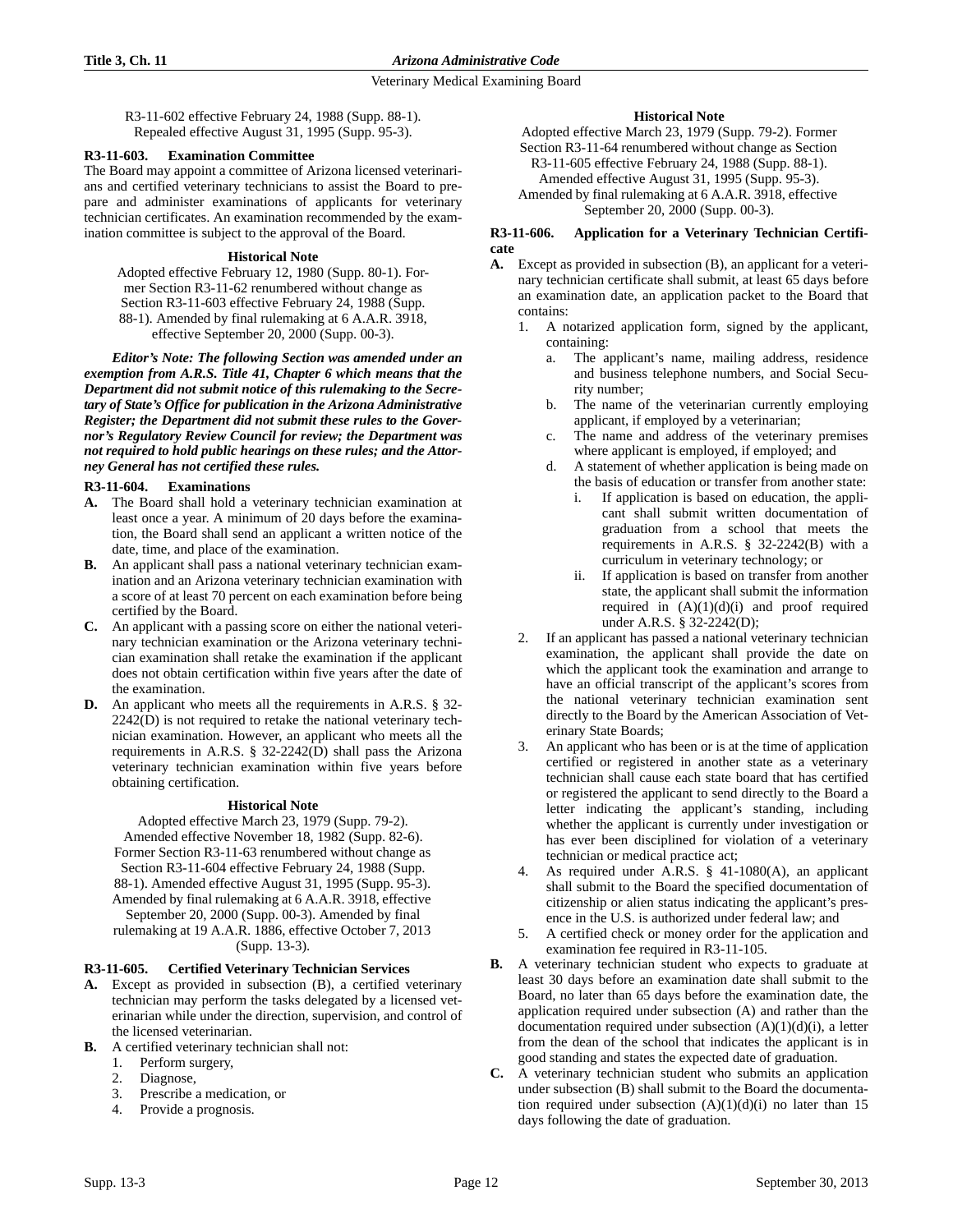R3-11-602 effective February 24, 1988 (Supp. 88-1). Repealed effective August 31, 1995 (Supp. 95-3).

**R3-11-603. Examination Committee**

The Board may appoint a committee of Arizona licensed veterinarians and certified veterinary technicians to assist the Board to prepare and administer examinations of applicants for veterinary technician certificates. An examination recommended by the examination committee is subject to the approval of the Board.

**Historical Note**

Adopted effective February 12, 1980 (Supp. 80-1). Former Section R3-11-62 renumbered without change as Section R3-11-603 effective February 24, 1988 (Supp. 88-1). Amended by final rulemaking at 6 A.A.R. 3918, effective September 20, 2000 (Supp. 00-3).

***Editor's Note: The following Section was amended under an exemption from A.R.S. Title 41, Chapter 6 which means that the Department did not submit notice of this rulemaking to the Secretary of State's Office for publication in the Arizona Administrative Register; the Department did not submit these rules to the Governor's Regulatory Review Council for review; the Department was not required to hold public hearings on these rules; and the Attorney General has not certified these rules.***

**R3-11-604. Examinations**

**A.** The Board shall hold a veterinary technician examination at least once a year. A minimum of 20 days before the examination, the Board shall send an applicant a written notice of the date, time, and place of the examination.

**B.** An applicant shall pass a national veterinary technician examination and an Arizona veterinary technician examination with a score of at least 70 percent on each examination before being certified by the Board.

**C.** An applicant with a passing score on either the national veterinary technician examination or the Arizona veterinary technician examination shall retake the examination if the applicant does not obtain certification within five years after the date of the examination.

**D.** An applicant who meets all the requirements in A.R.S. § 32-2242(D) is not required to retake the national veterinary technician examination. However, an applicant who meets all the requirements in A.R.S. § 32-2242(D) shall pass the Arizona veterinary technician examination within five years before obtaining certification.

**Historical Note**

Adopted effective March 23, 1979 (Supp. 79-2). Amended effective November 18, 1982 (Supp. 82-6). Former Section R3-11-63 renumbered without change as Section R3-11-604 effective February 24, 1988 (Supp. 88-1). Amended effective August 31, 1995 (Supp. 95-3). Amended by final rulemaking at 6 A.A.R. 3918, effective September 20, 2000 (Supp. 00-3). Amended by final rulemaking at 19 A.A.R. 1886, effective October 7, 2013 (Supp. 13-3).

**R3-11-605. Certified Veterinary Technician Services**

**A.** Except as provided in subsection (B), a certified veterinary technician may perform the tasks delegated by a licensed veterinarian while under the direction, supervision, and control of the licensed veterinarian.

**B.** A certified veterinary technician shall not:
1. Perform surgery,
2. Diagnose,
3. Prescribe a medication, or
4. Provide a prognosis.

**Historical Note**

Adopted effective March 23, 1979 (Supp. 79-2). Former Section R3-11-64 renumbered without change as Section R3-11-605 effective February 24, 1988 (Supp. 88-1). Amended effective August 31, 1995 (Supp. 95-3). Amended by final rulemaking at 6 A.A.R. 3918, effective September 20, 2000 (Supp. 00-3).

**R3-11-606. Application for a Veterinary Technician Certificate**

**A.** Except as provided in subsection (B), an applicant for a veterinary technician certificate shall submit, at least 65 days before an examination date, an application packet to the Board that contains:
1. A notarized application form, signed by the applicant, containing:
   a. The applicant's name, mailing address, residence and business telephone numbers, and Social Security number;
   b. The name of the veterinarian currently employing applicant, if employed by a veterinarian;
   c. The name and address of the veterinary premises where applicant is employed, if employed; and
   d. A statement of whether application is being made on the basis of education or transfer from another state:
      i. If application is based on education, the applicant shall submit written documentation of graduation from a school that meets the requirements in A.R.S. § 32-2242(B) with a curriculum in veterinary technology; or
      ii. If application is based on transfer from another state, the applicant shall submit the information required in (A)(1)(d)(i) and proof required under A.R.S. § 32-2242(D);
2. If an applicant has passed a national veterinary technician examination, the applicant shall provide the date on which the applicant took the examination and arrange to have an official transcript of the applicant's scores from the national veterinary technician examination sent directly to the Board by the American Association of Veterinary State Boards;
3. An applicant who has been or is at the time of application certified or registered in another state as a veterinary technician shall cause each state board that has certified or registered the applicant to send directly to the Board a letter indicating the applicant's standing, including whether the applicant is currently under investigation or has ever been disciplined for violation of a veterinary technician or medical practice act;
4. As required under A.R.S. § 41-1080(A), an applicant shall submit to the Board the specified documentation of citizenship or alien status indicating the applicant's presence in the U.S. is authorized under federal law; and
5. A certified check or money order for the application and examination fee required in R3-11-105.

**B.** A veterinary technician student who expects to graduate at least 30 days before an examination date shall submit to the Board, no later than 65 days before the examination date, the application required under subsection (A) and rather than the documentation required under subsection (A)(1)(d)(i), a letter from the dean of the school that indicates the applicant is in good standing and states the expected date of graduation.

**C.** A veterinary technician student who submits an application under subsection (B) shall submit to the Board the documentation required under subsection (A)(1)(d)(i) no later than 15 days following the date of graduation.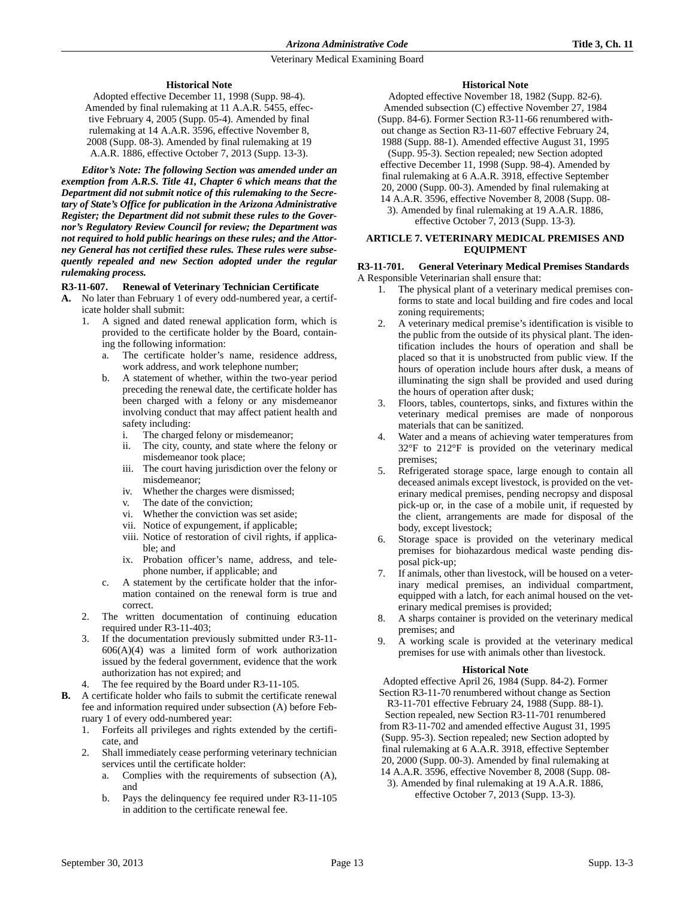**Historical Note**

Adopted effective December 11, 1998 (Supp. 98-4). Amended by final rulemaking at 11 A.A.R. 5455, effective February 4, 2005 (Supp. 05-4). Amended by final rulemaking at 14 A.A.R. 3596, effective November 8, 2008 (Supp. 08-3). Amended by final rulemaking at 19 A.A.R. 1886, effective October 7, 2013 (Supp. 13-3).

***Editor's Note: The following Section was amended under an exemption from A.R.S. Title 41, Chapter 6 which means that the Department did not submit notice of this rulemaking to the Secretary of State's Office for publication in the Arizona Administrative Register; the Department did not submit these rules to the Governor's Regulatory Review Council for review; the Department was not required to hold public hearings on these rules; and the Attorney General has not certified these rules. These rules were subsequently repealed and new Section adopted under the regular rulemaking process.***

**R3-11-607. Renewal of Veterinary Technician Certificate**

**A.** No later than February 1 of every odd-numbered year, a certificate holder shall submit:
   1. A signed and dated renewal application form, which is provided to the certificate holder by the Board, containing the following information:
      a. The certificate holder's name, residence address, work address, and work telephone number;
      b. A statement of whether, within the two-year period preceding the renewal date, the certificate holder has been charged with a felony or any misdemeanor involving conduct that may affect patient health and safety including:
         i. The charged felony or misdemeanor;
         ii. The city, county, and state where the felony or misdemeanor took place;
         iii. The court having jurisdiction over the felony or misdemeanor;
         iv. Whether the charges were dismissed;
         v. The date of the conviction;
         vi. Whether the conviction was set aside;
         vii. Notice of expungement, if applicable;
         viii. Notice of restoration of civil rights, if applicable; and
         ix. Probation officer's name, address, and telephone number, if applicable; and
      c. A statement by the certificate holder that the information contained on the renewal form is true and correct.
   2. The written documentation of continuing education required under R3-11-403;
   3. If the documentation previously submitted under R3-11-606(A)(4) was a limited form of work authorization issued by the federal government, evidence that the work authorization has not expired; and
   4. The fee required by the Board under R3-11-105.

**B.** A certificate holder who fails to submit the certificate renewal fee and information required under subsection (A) before February 1 of every odd-numbered year:
   1. Forfeits all privileges and rights extended by the certificate, and
   2. Shall immediately cease performing veterinary technician services until the certificate holder:
      a. Complies with the requirements of subsection (A), and
      b. Pays the delinquency fee required under R3-11-105 in addition to the certificate renewal fee.

**Historical Note**

Adopted effective November 18, 1982 (Supp. 82-6). Amended subsection (C) effective November 27, 1984 (Supp. 84-6). Former Section R3-11-66 renumbered without change as Section R3-11-607 effective February 24, 1988 (Supp. 88-1). Amended effective August 31, 1995 (Supp. 95-3). Section repealed; new Section adopted effective December 11, 1998 (Supp. 98-4). Amended by final rulemaking at 6 A.A.R. 3918, effective September 20, 2000 (Supp. 00-3). Amended by final rulemaking at 14 A.A.R. 3596, effective November 8, 2008 (Supp. 08-3). Amended by final rulemaking at 19 A.A.R. 1886, effective October 7, 2013 (Supp. 13-3).

## ARTICLE 7. VETERINARY MEDICAL PREMISES AND EQUIPMENT

**R3-11-701. General Veterinary Medical Premises Standards**

A Responsible Veterinarian shall ensure that:
   1. The physical plant of a veterinary medical premises conforms to state and local building and fire codes and local zoning requirements;
   2. A veterinary medical premise's identification is visible to the public from the outside of its physical plant. The identification includes the hours of operation and shall be placed so that it is unobstructed from public view. If the hours of operation include hours after dusk, a means of illuminating the sign shall be provided and used during the hours of operation after dusk;
   3. Floors, tables, countertops, sinks, and fixtures within the veterinary medical premises are made of nonporous materials that can be sanitized.
   4. Water and a means of achieving water temperatures from 32°F to 212°F is provided on the veterinary medical premises;
   5. Refrigerated storage space, large enough to contain all deceased animals except livestock, is provided on the veterinary medical premises, pending necropsy and disposal pick-up or, in the case of a mobile unit, if requested by the client, arrangements are made for disposal of the body, except livestock;
   6. Storage space is provided on the veterinary medical premises for biohazardous medical waste pending disposal pick-up;
   7. If animals, other than livestock, will be housed on a veterinary medical premises, an individual compartment, equipped with a latch, for each animal housed on the veterinary medical premises is provided;
   8. A sharps container is provided on the veterinary medical premises; and
   9. A working scale is provided at the veterinary medical premises for use with animals other than livestock.

**Historical Note**

Adopted effective April 26, 1984 (Supp. 84-2). Former Section R3-11-70 renumbered without change as Section R3-11-701 effective February 24, 1988 (Supp. 88-1). Section repealed, new Section R3-11-701 renumbered from R3-11-702 and amended effective August 31, 1995 (Supp. 95-3). Section repealed; new Section adopted by final rulemaking at 6 A.A.R. 3918, effective September 20, 2000 (Supp. 00-3). Amended by final rulemaking at 14 A.A.R. 3596, effective November 8, 2008 (Supp. 08-3). Amended by final rulemaking at 19 A.A.R. 1886, effective October 7, 2013 (Supp. 13-3).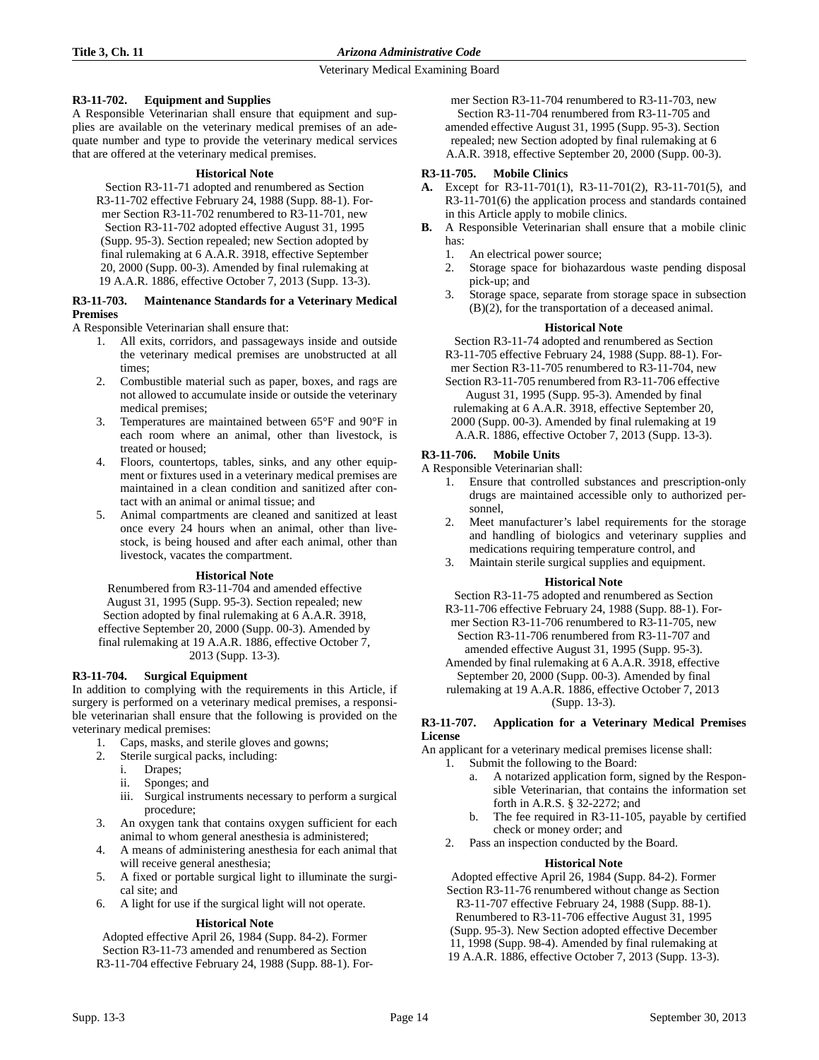#### R3-11-702. Equipment and Supplies

A Responsible Veterinarian shall ensure that equipment and supplies are available on the veterinary medical premises of an adequate number and type to provide the veterinary medical services that are offered at the veterinary medical premises.

**Historical Note**

Section R3-11-71 adopted and renumbered as Section R3-11-702 effective February 24, 1988 (Supp. 88-1). Former Section R3-11-702 renumbered to R3-11-701, new Section R3-11-702 adopted effective August 31, 1995 (Supp. 95-3). Section repealed; new Section adopted by final rulemaking at 6 A.A.R. 3918, effective September 20, 2000 (Supp. 00-3). Amended by final rulemaking at 19 A.A.R. 1886, effective October 7, 2013 (Supp. 13-3).

#### R3-11-703. Maintenance Standards for a Veterinary Medical Premises

A Responsible Veterinarian shall ensure that:

1. All exits, corridors, and passageways inside and outside the veterinary medical premises are unobstructed at all times;
2. Combustible material such as paper, boxes, and rags are not allowed to accumulate inside or outside the veterinary medical premises;
3. Temperatures are maintained between 65°F and 90°F in each room where an animal, other than livestock, is treated or housed;
4. Floors, countertops, tables, sinks, and any other equipment or fixtures used in a veterinary medical premises are maintained in a clean condition and sanitized after contact with an animal or animal tissue; and
5. Animal compartments are cleaned and sanitized at least once every 24 hours when an animal, other than livestock, is being housed and after each animal, other than livestock, vacates the compartment.

**Historical Note**

Renumbered from R3-11-704 and amended effective August 31, 1995 (Supp. 95-3). Section repealed; new Section adopted by final rulemaking at 6 A.A.R. 3918, effective September 20, 2000 (Supp. 00-3). Amended by final rulemaking at 19 A.A.R. 1886, effective October 7, 2013 (Supp. 13-3).

#### R3-11-704. Surgical Equipment

In addition to complying with the requirements in this Article, if surgery is performed on a veterinary medical premises, a responsible veterinarian shall ensure that the following is provided on the veterinary medical premises:

1. Caps, masks, and sterile gloves and gowns;
2. Sterile surgical packs, including:
   i. Drapes;
   ii. Sponges; and
   iii. Surgical instruments necessary to perform a surgical procedure;
3. An oxygen tank that contains oxygen sufficient for each animal to whom general anesthesia is administered;
4. A means of administering anesthesia for each animal that will receive general anesthesia;
5. A fixed or portable surgical light to illuminate the surgical site; and
6. A light for use if the surgical light will not operate.

**Historical Note**

Adopted effective April 26, 1984 (Supp. 84-2). Former Section R3-11-73 amended and renumbered as Section R3-11-704 effective February 24, 1988 (Supp. 88-1). Former Section R3-11-704 renumbered to R3-11-703, new Section R3-11-704 renumbered from R3-11-705 and amended effective August 31, 1995 (Supp. 95-3). Section repealed; new Section adopted by final rulemaking at 6 A.A.R. 3918, effective September 20, 2000 (Supp. 00-3).

#### R3-11-705. Mobile Clinics

**A.** Except for R3-11-701(1), R3-11-701(2), R3-11-701(5), and R3-11-701(6) the application process and standards contained in this Article apply to mobile clinics.

**B.** A Responsible Veterinarian shall ensure that a mobile clinic has:

1. An electrical power source;
2. Storage space for biohazardous waste pending disposal pick-up; and
3. Storage space, separate from storage space in subsection (B)(2), for the transportation of a deceased animal.

**Historical Note**

Section R3-11-74 adopted and renumbered as Section R3-11-705 effective February 24, 1988 (Supp. 88-1). Former Section R3-11-705 renumbered to R3-11-704, new Section R3-11-705 renumbered from R3-11-706 effective August 31, 1995 (Supp. 95-3). Amended by final rulemaking at 6 A.A.R. 3918, effective September 20, 2000 (Supp. 00-3). Amended by final rulemaking at 19 A.A.R. 1886, effective October 7, 2013 (Supp. 13-3).

#### R3-11-706. Mobile Units

A Responsible Veterinarian shall:

1. Ensure that controlled substances and prescription-only drugs are maintained accessible only to authorized personnel,
2. Meet manufacturer's label requirements for the storage and handling of biologics and veterinary supplies and medications requiring temperature control, and
3. Maintain sterile surgical supplies and equipment.

**Historical Note**

Section R3-11-75 adopted and renumbered as Section R3-11-706 effective February 24, 1988 (Supp. 88-1). Former Section R3-11-706 renumbered to R3-11-705, new Section R3-11-706 renumbered from R3-11-707 and amended effective August 31, 1995 (Supp. 95-3). Amended by final rulemaking at 6 A.A.R. 3918, effective September 20, 2000 (Supp. 00-3). Amended by final rulemaking at 19 A.A.R. 1886, effective October 7, 2013 (Supp. 13-3).

#### R3-11-707. Application for a Veterinary Medical Premises License

An applicant for a veterinary medical premises license shall:

1. Submit the following to the Board:
   a. A notarized application form, signed by the Responsible Veterinarian, that contains the information set forth in A.R.S. § 32-2272; and
   b. The fee required in R3-11-105, payable by certified check or money order; and
2. Pass an inspection conducted by the Board.

**Historical Note**

Adopted effective April 26, 1984 (Supp. 84-2). Former Section R3-11-76 renumbered without change as Section R3-11-707 effective February 24, 1988 (Supp. 88-1). Renumbered to R3-11-706 effective August 31, 1995 (Supp. 95-3). New Section adopted effective December 11, 1998 (Supp. 98-4). Amended by final rulemaking at 19 A.A.R. 1886, effective October 7, 2013 (Supp. 13-3).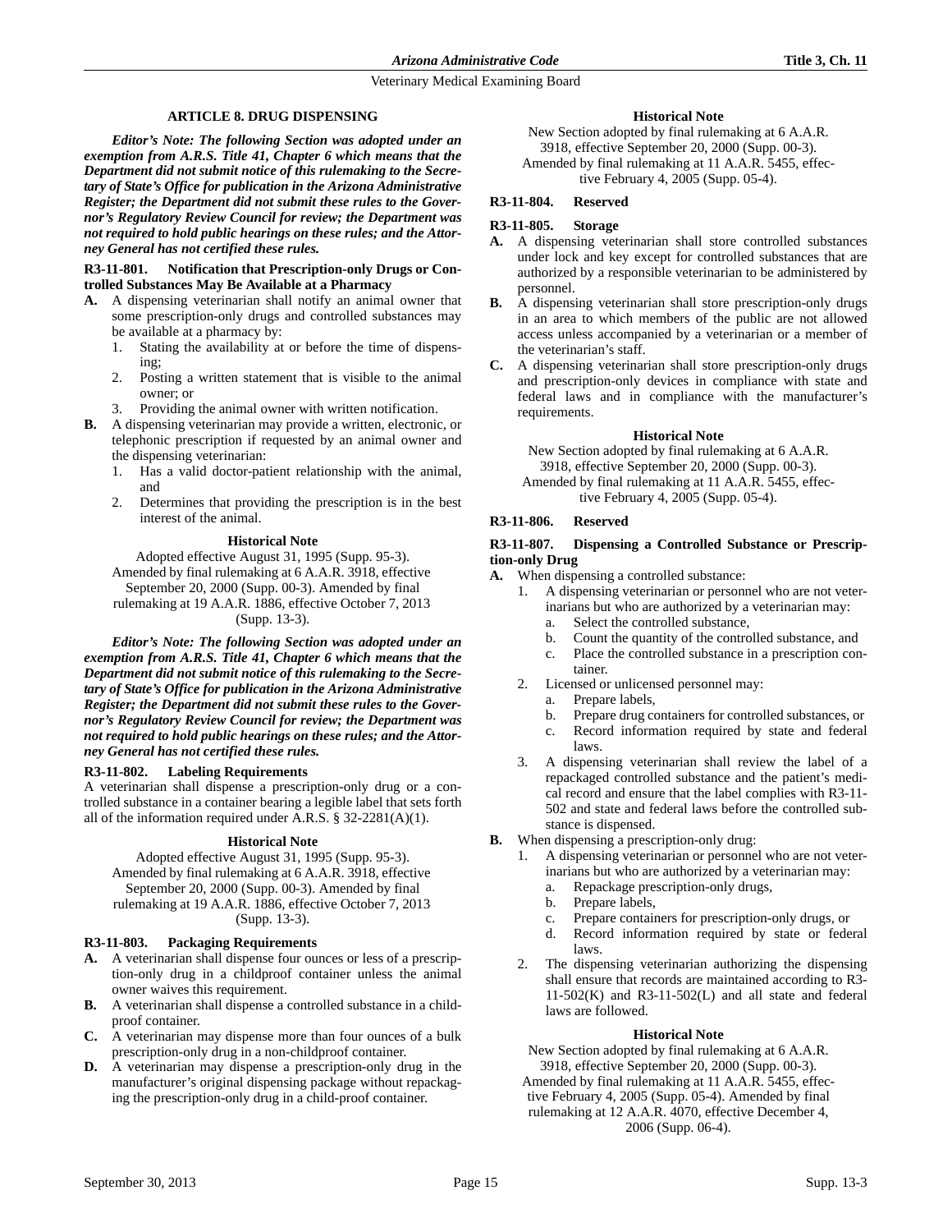## ARTICLE 8. DRUG DISPENSING

***Editor's Note: The following Section was adopted under an exemption from A.R.S. Title 41, Chapter 6 which means that the Department did not submit notice of this rulemaking to the Secretary of State's Office for publication in the Arizona Administrative Register; the Department did not submit these rules to the Governor's Regulatory Review Council for review; the Department was not required to hold public hearings on these rules; and the Attorney General has not certified these rules.***

### R3-11-801. Notification that Prescription-only Drugs or Controlled Substances May Be Available at a Pharmacy

**A.** A dispensing veterinarian shall notify an animal owner that some prescription-only drugs and controlled substances may be available at a pharmacy by:

1. Stating the availability at or before the time of dispensing;
2. Posting a written statement that is visible to the animal owner; or
3. Providing the animal owner with written notification.

**B.** A dispensing veterinarian may provide a written, electronic, or telephonic prescription if requested by an animal owner and the dispensing veterinarian:

1. Has a valid doctor-patient relationship with the animal, and
2. Determines that providing the prescription is in the best interest of the animal.

**Historical Note**

Adopted effective August 31, 1995 (Supp. 95-3). Amended by final rulemaking at 6 A.A.R. 3918, effective September 20, 2000 (Supp. 00-3). Amended by final rulemaking at 19 A.A.R. 1886, effective October 7, 2013 (Supp. 13-3).

***Editor's Note: The following Section was adopted under an exemption from A.R.S. Title 41, Chapter 6 which means that the Department did not submit notice of this rulemaking to the Secretary of State's Office for publication in the Arizona Administrative Register; the Department did not submit these rules to the Governor's Regulatory Review Council for review; the Department was not required to hold public hearings on these rules; and the Attorney General has not certified these rules.***

### R3-11-802. Labeling Requirements

A veterinarian shall dispense a prescription-only drug or a controlled substance in a container bearing a legible label that sets forth all of the information required under A.R.S. § 32-2281(A)(1).

**Historical Note**

Adopted effective August 31, 1995 (Supp. 95-3). Amended by final rulemaking at 6 A.A.R. 3918, effective September 20, 2000 (Supp. 00-3). Amended by final rulemaking at 19 A.A.R. 1886, effective October 7, 2013 (Supp. 13-3).

### R3-11-803. Packaging Requirements

**A.** A veterinarian shall dispense four ounces or less of a prescription-only drug in a childproof container unless the animal owner waives this requirement.

**B.** A veterinarian shall dispense a controlled substance in a childproof container.

**C.** A veterinarian may dispense more than four ounces of a bulk prescription-only drug in a non-childproof container.

**D.** A veterinarian may dispense a prescription-only drug in the manufacturer's original dispensing package without repackaging the prescription-only drug in a child-proof container.

**Historical Note**

New Section adopted by final rulemaking at 6 A.A.R. 3918, effective September 20, 2000 (Supp. 00-3). Amended by final rulemaking at 11 A.A.R. 5455, effective February 4, 2005 (Supp. 05-4).

### R3-11-804. Reserved

### R3-11-805. Storage

**A.** A dispensing veterinarian shall store controlled substances under lock and key except for controlled substances that are authorized by a responsible veterinarian to be administered by personnel.

**B.** A dispensing veterinarian shall store prescription-only drugs in an area to which members of the public are not allowed access unless accompanied by a veterinarian or a member of the veterinarian's staff.

**C.** A dispensing veterinarian shall store prescription-only drugs and prescription-only devices in compliance with state and federal laws and in compliance with the manufacturer's requirements.

**Historical Note**

New Section adopted by final rulemaking at 6 A.A.R. 3918, effective September 20, 2000 (Supp. 00-3). Amended by final rulemaking at 11 A.A.R. 5455, effective February 4, 2005 (Supp. 05-4).

### R3-11-806. Reserved

### R3-11-807. Dispensing a Controlled Substance or Prescription-only Drug

**A.** When dispensing a controlled substance:

1. A dispensing veterinarian or personnel who are not veterinarians but who are authorized by a veterinarian may:
   a. Select the controlled substance,
   b. Count the quantity of the controlled substance, and
   c. Place the controlled substance in a prescription container.
2. Licensed or unlicensed personnel may:
   a. Prepare labels,
   b. Prepare drug containers for controlled substances, or
   c. Record information required by state and federal laws.
3. A dispensing veterinarian shall review the label of a repackaged controlled substance and the patient's medical record and ensure that the label complies with R3-11-502 and state and federal laws before the controlled substance is dispensed.

**B.** When dispensing a prescription-only drug:

1. A dispensing veterinarian or personnel who are not veterinarians but who are authorized by a veterinarian may:
   a. Repackage prescription-only drugs,
   b. Prepare labels,
   c. Prepare containers for prescription-only drugs, or
   d. Record information required by state or federal laws.
2. The dispensing veterinarian authorizing the dispensing shall ensure that records are maintained according to R3-11-502(K) and R3-11-502(L) and all state and federal laws are followed.

**Historical Note**

New Section adopted by final rulemaking at 6 A.A.R. 3918, effective September 20, 2000 (Supp. 00-3). Amended by final rulemaking at 11 A.A.R. 5455, effective February 4, 2005 (Supp. 05-4). Amended by final rulemaking at 12 A.A.R. 4070, effective December 4, 2006 (Supp. 06-4).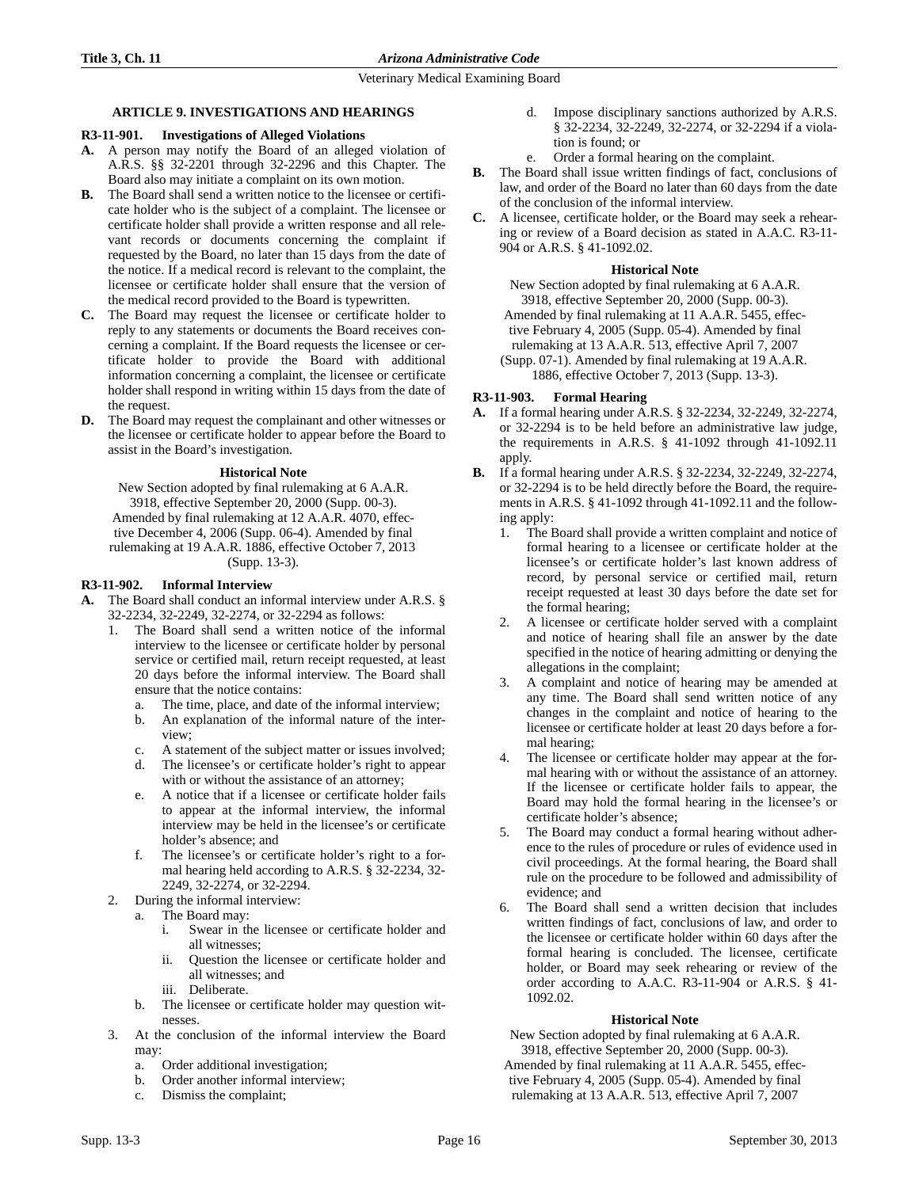## ARTICLE 9. INVESTIGATIONS AND HEARINGS

### R3-11-901. Investigations of Alleged Violations

**A.** A person may notify the Board of an alleged violation of A.R.S. §§ 32-2201 through 32-2296 and this Chapter. The Board also may initiate a complaint on its own motion.

**B.** The Board shall send a written notice to the licensee or certificate holder who is the subject of a complaint. The licensee or certificate holder shall provide a written response and all relevant records or documents concerning the complaint if requested by the Board, no later than 15 days from the date of the notice. If a medical record is relevant to the complaint, the licensee or certificate holder shall ensure that the version of the medical record provided to the Board is typewritten.

**C.** The Board may request the licensee or certificate holder to reply to any statements or documents the Board receives concerning a complaint. If the Board requests the licensee or certificate holder to provide the Board with additional information concerning a complaint, the licensee or certificate holder shall respond in writing within 15 days from the date of the request.

**D.** The Board may request the complainant and other witnesses or the licensee or certificate holder to appear before the Board to assist in the Board's investigation.

**Historical Note**

New Section adopted by final rulemaking at 6 A.A.R. 3918, effective September 20, 2000 (Supp. 00-3). Amended by final rulemaking at 12 A.A.R. 4070, effective December 4, 2006 (Supp. 06-4). Amended by final rulemaking at 19 A.A.R. 1886, effective October 7, 2013 (Supp. 13-3).

### R3-11-902. Informal Interview

**A.** The Board shall conduct an informal interview under A.R.S. § 32-2234, 32-2249, 32-2274, or 32-2294 as follows:

1. The Board shall send a written notice of the informal interview to the licensee or certificate holder by personal service or certified mail, return receipt requested, at least 20 days before the informal interview. The Board shall ensure that the notice contains:
   a. The time, place, and date of the informal interview;
   b. An explanation of the informal nature of the interview;
   c. A statement of the subject matter or issues involved;
   d. The licensee's or certificate holder's right to appear with or without the assistance of an attorney;
   e. A notice that if a licensee or certificate holder fails to appear at the informal interview, the informal interview may be held in the licensee's or certificate holder's absence; and
   f. The licensee's or certificate holder's right to a formal hearing held according to A.R.S. § 32-2234, 32-2249, 32-2274, or 32-2294.
2. During the informal interview:
   a. The Board may:
      i. Swear in the licensee or certificate holder and all witnesses;
      ii. Question the licensee or certificate holder and all witnesses; and
      iii. Deliberate.
   b. The licensee or certificate holder may question witnesses.
3. At the conclusion of the informal interview the Board may:
   a. Order additional investigation;
   b. Order another informal interview;
   c. Dismiss the complaint;
   d. Impose disciplinary sanctions authorized by A.R.S. § 32-2234, 32-2249, 32-2274, or 32-2294 if a violation is found; or
   e. Order a formal hearing on the complaint.

**B.** The Board shall issue written findings of fact, conclusions of law, and order of the Board no later than 60 days from the date of the conclusion of the informal interview.

**C.** A licensee, certificate holder, or the Board may seek a rehearing or review of a Board decision as stated in A.A.C. R3-11-904 or A.R.S. § 41-1092.02.

**Historical Note**

New Section adopted by final rulemaking at 6 A.A.R. 3918, effective September 20, 2000 (Supp. 00-3). Amended by final rulemaking at 11 A.A.R. 5455, effective February 4, 2005 (Supp. 05-4). Amended by final rulemaking at 13 A.A.R. 513, effective April 7, 2007 (Supp. 07-1). Amended by final rulemaking at 19 A.A.R. 1886, effective October 7, 2013 (Supp. 13-3).

### R3-11-903. Formal Hearing

**A.** If a formal hearing under A.R.S. § 32-2234, 32-2249, 32-2274, or 32-2294 is to be held before an administrative law judge, the requirements in A.R.S. § 41-1092 through 41-1092.11 apply.

**B.** If a formal hearing under A.R.S. § 32-2234, 32-2249, 32-2274, or 32-2294 is to be held directly before the Board, the requirements in A.R.S. § 41-1092 through 41-1092.11 and the following apply:

1. The Board shall provide a written complaint and notice of formal hearing to a licensee or certificate holder at the licensee's or certificate holder's last known address of record, by personal service or certified mail, return receipt requested at least 30 days before the date set for the formal hearing;
2. A licensee or certificate holder served with a complaint and notice of hearing shall file an answer by the date specified in the notice of hearing admitting or denying the allegations in the complaint;
3. A complaint and notice of hearing may be amended at any time. The Board shall send written notice of any changes in the complaint and notice of hearing to the licensee or certificate holder at least 20 days before a formal hearing;
4. The licensee or certificate holder may appear at the formal hearing with or without the assistance of an attorney. If the licensee or certificate holder fails to appear, the Board may hold the formal hearing in the licensee's or certificate holder's absence;
5. The Board may conduct a formal hearing without adherence to the rules of procedure or rules of evidence used in civil proceedings. At the formal hearing, the Board shall rule on the procedure to be followed and admissibility of evidence; and
6. The Board shall send a written decision that includes written findings of fact, conclusions of law, and order to the licensee or certificate holder within 60 days after the formal hearing is concluded. The licensee, certificate holder, or Board may seek rehearing or review of the order according to A.A.C. R3-11-904 or A.R.S. § 41-1092.02.

**Historical Note**

New Section adopted by final rulemaking at 6 A.A.R. 3918, effective September 20, 2000 (Supp. 00-3). Amended by final rulemaking at 11 A.A.R. 5455, effective February 4, 2005 (Supp. 05-4). Amended by final rulemaking at 13 A.A.R. 513, effective April 7, 2007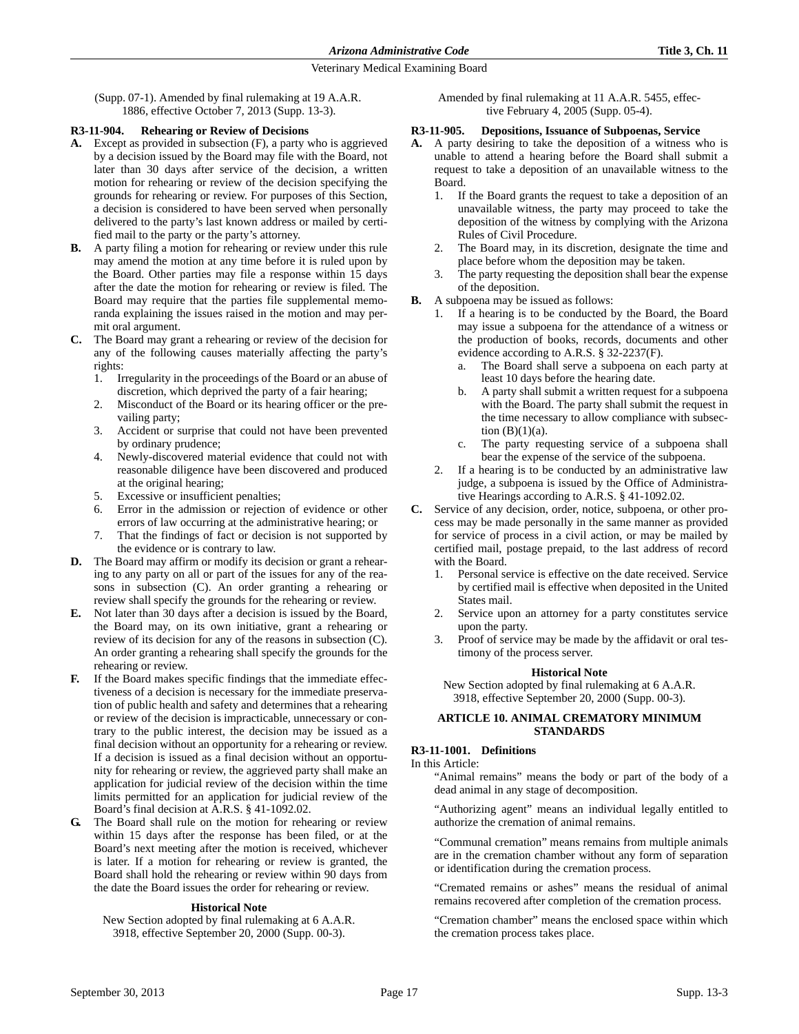(Supp. 07-1). Amended by final rulemaking at 19 A.A.R. 1886, effective October 7, 2013 (Supp. 13-3).

**R3-11-904. Rehearing or Review of Decisions**

**A.** Except as provided in subsection (F), a party who is aggrieved by a decision issued by the Board may file with the Board, not later than 30 days after service of the decision, a written motion for rehearing or review of the decision specifying the grounds for rehearing or review. For purposes of this Section, a decision is considered to have been served when personally delivered to the party's last known address or mailed by certified mail to the party or the party's attorney.

**B.** A party filing a motion for rehearing or review under this rule may amend the motion at any time before it is ruled upon by the Board. Other parties may file a response within 15 days after the date the motion for rehearing or review is filed. The Board may require that the parties file supplemental memoranda explaining the issues raised in the motion and may permit oral argument.

**C.** The Board may grant a rehearing or review of the decision for any of the following causes materially affecting the party's rights:

1. Irregularity in the proceedings of the Board or an abuse of discretion, which deprived the party of a fair hearing;
2. Misconduct of the Board or its hearing officer or the prevailing party;
3. Accident or surprise that could not have been prevented by ordinary prudence;
4. Newly-discovered material evidence that could not with reasonable diligence have been discovered and produced at the original hearing;
5. Excessive or insufficient penalties;
6. Error in the admission or rejection of evidence or other errors of law occurring at the administrative hearing; or
7. That the findings of fact or decision is not supported by the evidence or is contrary to law.

**D.** The Board may affirm or modify its decision or grant a rehearing to any party on all or part of the issues for any of the reasons in subsection (C). An order granting a rehearing or review shall specify the grounds for the rehearing or review.

**E.** Not later than 30 days after a decision is issued by the Board, the Board may, on its own initiative, grant a rehearing or review of its decision for any of the reasons in subsection (C). An order granting a rehearing shall specify the grounds for the rehearing or review.

**F.** If the Board makes specific findings that the immediate effectiveness of a decision is necessary for the immediate preservation of public health and safety and determines that a rehearing or review of the decision is impracticable, unnecessary or contrary to the public interest, the decision may be issued as a final decision without an opportunity for a rehearing or review. If a decision is issued as a final decision without an opportunity for rehearing or review, the aggrieved party shall make an application for judicial review of the decision within the time limits permitted for an application for judicial review of the Board's final decision at A.R.S. § 41-1092.02.

**G.** The Board shall rule on the motion for rehearing or review within 15 days after the response has been filed, or at the Board's next meeting after the motion is received, whichever is later. If a motion for rehearing or review is granted, the Board shall hold the rehearing or review within 90 days from the date the Board issues the order for rehearing or review.

**Historical Note**

New Section adopted by final rulemaking at 6 A.A.R. 3918, effective September 20, 2000 (Supp. 00-3). Amended by final rulemaking at 11 A.A.R. 5455, effective February 4, 2005 (Supp. 05-4).

**R3-11-905. Depositions, Issuance of Subpoenas, Service**

**A.** A party desiring to take the deposition of a witness who is unable to attend a hearing before the Board shall submit a request to take a deposition of an unavailable witness to the Board.

1. If the Board grants the request to take a deposition of an unavailable witness, the party may proceed to take the deposition of the witness by complying with the Arizona Rules of Civil Procedure.
2. The Board may, in its discretion, designate the time and place before whom the deposition may be taken.
3. The party requesting the deposition shall bear the expense of the deposition.

**B.** A subpoena may be issued as follows:

1. If a hearing is to be conducted by the Board, the Board may issue a subpoena for the attendance of a witness or the production of books, records, documents and other evidence according to A.R.S. § 32-2237(F).
   a. The Board shall serve a subpoena on each party at least 10 days before the hearing date.
   b. A party shall submit a written request for a subpoena with the Board. The party shall submit the request in the time necessary to allow compliance with subsection (B)(1)(a).
   c. The party requesting service of a subpoena shall bear the expense of the service of the subpoena.
2. If a hearing is to be conducted by an administrative law judge, a subpoena is issued by the Office of Administrative Hearings according to A.R.S. § 41-1092.02.

**C.** Service of any decision, order, notice, subpoena, or other process may be made personally in the same manner as provided for service of process in a civil action, or may be mailed by certified mail, postage prepaid, to the last address of record with the Board.

1. Personal service is effective on the date received. Service by certified mail is effective when deposited in the United States mail.
2. Service upon an attorney for a party constitutes service upon the party.
3. Proof of service may be made by the affidavit or oral testimony of the process server.

**Historical Note**

New Section adopted by final rulemaking at 6 A.A.R. 3918, effective September 20, 2000 (Supp. 00-3).

## ARTICLE 10. ANIMAL CREMATORY MINIMUM STANDARDS

**R3-11-1001. Definitions**

In this Article:

"Animal remains" means the body or part of the body of a dead animal in any stage of decomposition.

"Authorizing agent" means an individual legally entitled to authorize the cremation of animal remains.

"Communal cremation" means remains from multiple animals are in the cremation chamber without any form of separation or identification during the cremation process.

"Cremated remains or ashes" means the residual of animal remains recovered after completion of the cremation process.

"Cremation chamber" means the enclosed space within which the cremation process takes place.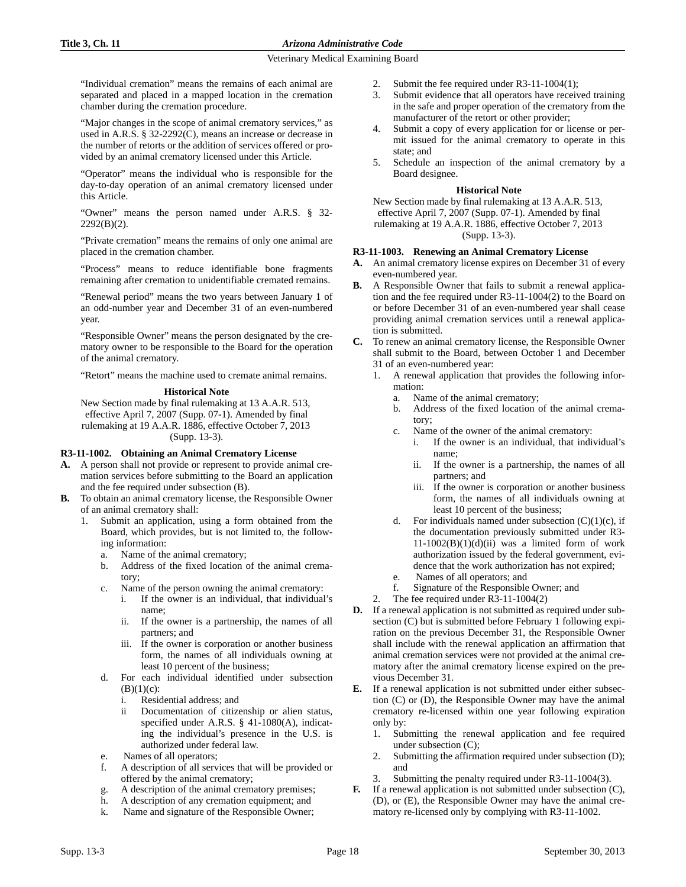"Individual cremation" means the remains of each animal are separated and placed in a mapped location in the cremation chamber during the cremation procedure.

"Major changes in the scope of animal crematory services," as used in A.R.S. § 32-2292(C), means an increase or decrease in the number of retorts or the addition of services offered or provided by an animal crematory licensed under this Article.

"Operator" means the individual who is responsible for the day-to-day operation of an animal crematory licensed under this Article.

"Owner" means the person named under A.R.S. § 32-2292(B)(2).

"Private cremation" means the remains of only one animal are placed in the cremation chamber.

"Process" means to reduce identifiable bone fragments remaining after cremation to unidentifiable cremated remains.

"Renewal period" means the two years between January 1 of an odd-number year and December 31 of an even-numbered year.

"Responsible Owner" means the person designated by the crematory owner to be responsible to the Board for the operation of the animal crematory.

"Retort" means the machine used to cremate animal remains.

**Historical Note**

New Section made by final rulemaking at 13 A.A.R. 513, effective April 7, 2007 (Supp. 07-1). Amended by final rulemaking at 19 A.A.R. 1886, effective October 7, 2013 (Supp. 13-3).

**R3-11-1002. Obtaining an Animal Crematory License**

**A.** A person shall not provide or represent to provide animal cremation services before submitting to the Board an application and the fee required under subsection (B).

**B.** To obtain an animal crematory license, the Responsible Owner of an animal crematory shall:
   1. Submit an application, using a form obtained from the Board, which provides, but is not limited to, the following information:
      a. Name of the animal crematory;
      b. Address of the fixed location of the animal crematory;
      c. Name of the person owning the animal crematory:
         i. If the owner is an individual, that individual's name;
         ii. If the owner is a partnership, the names of all partners; and
         iii. If the owner is corporation or another business form, the names of all individuals owning at least 10 percent of the business;
      d. For each individual identified under subsection (B)(1)(c):
         i. Residential address; and
         ii Documentation of citizenship or alien status, specified under A.R.S. § 41-1080(A), indicating the individual's presence in the U.S. is authorized under federal law.
      e. Names of all operators;
      f. A description of all services that will be provided or offered by the animal crematory;
      g. A description of the animal crematory premises;
      h. A description of any cremation equipment; and
      k. Name and signature of the Responsible Owner;
   2. Submit the fee required under R3-11-1004(1);
   3. Submit evidence that all operators have received training in the safe and proper operation of the crematory from the manufacturer of the retort or other provider;
   4. Submit a copy of every application for or license or permit issued for the animal crematory to operate in this state; and
   5. Schedule an inspection of the animal crematory by a Board designee.

**Historical Note**

New Section made by final rulemaking at 13 A.A.R. 513, effective April 7, 2007 (Supp. 07-1). Amended by final rulemaking at 19 A.A.R. 1886, effective October 7, 2013 (Supp. 13-3).

**R3-11-1003. Renewing an Animal Crematory License**

**A.** An animal crematory license expires on December 31 of every even-numbered year.

**B.** A Responsible Owner that fails to submit a renewal application and the fee required under R3-11-1004(2) to the Board on or before December 31 of an even-numbered year shall cease providing animal cremation services until a renewal application is submitted.

**C.** To renew an animal crematory license, the Responsible Owner shall submit to the Board, between October 1 and December 31 of an even-numbered year:
   1. A renewal application that provides the following information:
      a. Name of the animal crematory;
      b. Address of the fixed location of the animal crematory;
      c. Name of the owner of the animal crematory:
         i. If the owner is an individual, that individual's name;
         ii. If the owner is a partnership, the names of all partners; and
         iii. If the owner is corporation or another business form, the names of all individuals owning at least 10 percent of the business;
      d. For individuals named under subsection (C)(1)(c), if the documentation previously submitted under R3-11-1002(B)(1)(d)(ii) was a limited form of work authorization issued by the federal government, evidence that the work authorization has not expired;
      e. Names of all operators; and
      f. Signature of the Responsible Owner; and
   2. The fee required under R3-11-1004(2)

**D.** If a renewal application is not submitted as required under subsection (C) but is submitted before February 1 following expiration on the previous December 31, the Responsible Owner shall include with the renewal application an affirmation that animal cremation services were not provided at the animal crematory after the animal crematory license expired on the previous December 31.

**E.** If a renewal application is not submitted under either subsection (C) or (D), the Responsible Owner may have the animal crematory re-licensed within one year following expiration only by:
   1. Submitting the renewal application and fee required under subsection (C);
   2. Submitting the affirmation required under subsection (D); and
   3. Submitting the penalty required under R3-11-1004(3).

**F.** If a renewal application is not submitted under subsection (C), (D), or (E), the Responsible Owner may have the animal crematory re-licensed only by complying with R3-11-1002.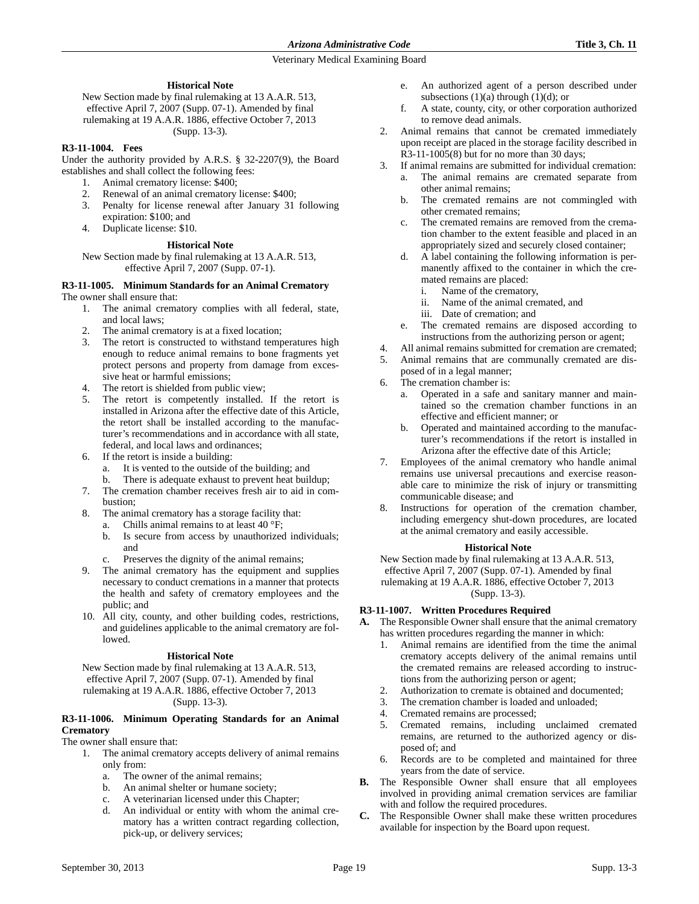#### Historical Note

New Section made by final rulemaking at 13 A.A.R. 513, effective April 7, 2007 (Supp. 07-1). Amended by final rulemaking at 19 A.A.R. 1886, effective October 7, 2013 (Supp. 13-3).

### R3-11-1004. Fees

Under the authority provided by A.R.S. § 32-2207(9), the Board establishes and shall collect the following fees:

1. Animal crematory license: $400;
2. Renewal of an animal crematory license: $400;
3. Penalty for license renewal after January 31 following expiration: $100; and
4. Duplicate license: $10.

#### Historical Note

New Section made by final rulemaking at 13 A.A.R. 513, effective April 7, 2007 (Supp. 07-1).

### R3-11-1005. Minimum Standards for an Animal Crematory

The owner shall ensure that:

1. The animal crematory complies with all federal, state, and local laws;
2. The animal crematory is at a fixed location;
3. The retort is constructed to withstand temperatures high enough to reduce animal remains to bone fragments yet protect persons and property from damage from excessive heat or harmful emissions;
4. The retort is shielded from public view;
5. The retort is competently installed. If the retort is installed in Arizona after the effective date of this Article, the retort shall be installed according to the manufacturer's recommendations and in accordance with all state, federal, and local laws and ordinances;
6. If the retort is inside a building:
   a. It is vented to the outside of the building; and
   b. There is adequate exhaust to prevent heat buildup;
7. The cremation chamber receives fresh air to aid in combustion;
8. The animal crematory has a storage facility that:
   a. Chills animal remains to at least 40 °F;
   b. Is secure from access by unauthorized individuals; and
   c. Preserves the dignity of the animal remains;
9. The animal crematory has the equipment and supplies necessary to conduct cremations in a manner that protects the health and safety of crematory employees and the public; and
10. All city, county, and other building codes, restrictions, and guidelines applicable to the animal crematory are followed.

#### Historical Note

New Section made by final rulemaking at 13 A.A.R. 513, effective April 7, 2007 (Supp. 07-1). Amended by final rulemaking at 19 A.A.R. 1886, effective October 7, 2013 (Supp. 13-3).

### R3-11-1006. Minimum Operating Standards for an Animal Crematory

The owner shall ensure that:

1. The animal crematory accepts delivery of animal remains only from:
   a. The owner of the animal remains;
   b. An animal shelter or humane society;
   c. A veterinarian licensed under this Chapter;
   d. An individual or entity with whom the animal crematory has a written contract regarding collection, pick-up, or delivery services;
   e. An authorized agent of a person described under subsections (1)(a) through (1)(d); or
   f. A state, county, city, or other corporation authorized to remove dead animals.
2. Animal remains that cannot be cremated immediately upon receipt are placed in the storage facility described in R3-11-1005(8) but for no more than 30 days;
3. If animal remains are submitted for individual cremation:
   a. The animal remains are cremated separate from other animal remains;
   b. The cremated remains are not commingled with other cremated remains;
   c. The cremated remains are removed from the cremation chamber to the extent feasible and placed in an appropriately sized and securely closed container;
   d. A label containing the following information is permanently affixed to the container in which the cremated remains are placed:
      i. Name of the crematory,
      ii. Name of the animal cremated, and
      iii. Date of cremation; and
   e. The cremated remains are disposed according to instructions from the authorizing person or agent;
4. All animal remains submitted for cremation are cremated;
5. Animal remains that are communally cremated are disposed of in a legal manner;
6. The cremation chamber is:
   a. Operated in a safe and sanitary manner and maintained so the cremation chamber functions in an effective and efficient manner; or
   b. Operated and maintained according to the manufacturer's recommendations if the retort is installed in Arizona after the effective date of this Article;
7. Employees of the animal crematory who handle animal remains use universal precautions and exercise reasonable care to minimize the risk of injury or transmitting communicable disease; and
8. Instructions for operation of the cremation chamber, including emergency shut-down procedures, are located at the animal crematory and easily accessible.

#### Historical Note

New Section made by final rulemaking at 13 A.A.R. 513, effective April 7, 2007 (Supp. 07-1). Amended by final rulemaking at 19 A.A.R. 1886, effective October 7, 2013 (Supp. 13-3).

### R3-11-1007. Written Procedures Required

**A.** The Responsible Owner shall ensure that the animal crematory has written procedures regarding the manner in which:

1. Animal remains are identified from the time the animal crematory accepts delivery of the animal remains until the cremated remains are released according to instructions from the authorizing person or agent;
2. Authorization to cremate is obtained and documented;
3. The cremation chamber is loaded and unloaded;
4. Cremated remains are processed;
5. Cremated remains, including unclaimed cremated remains, are returned to the authorized agency or disposed of; and
6. Records are to be completed and maintained for three years from the date of service.

**B.** The Responsible Owner shall ensure that all employees involved in providing animal cremation services are familiar with and follow the required procedures.

**C.** The Responsible Owner shall make these written procedures available for inspection by the Board upon request.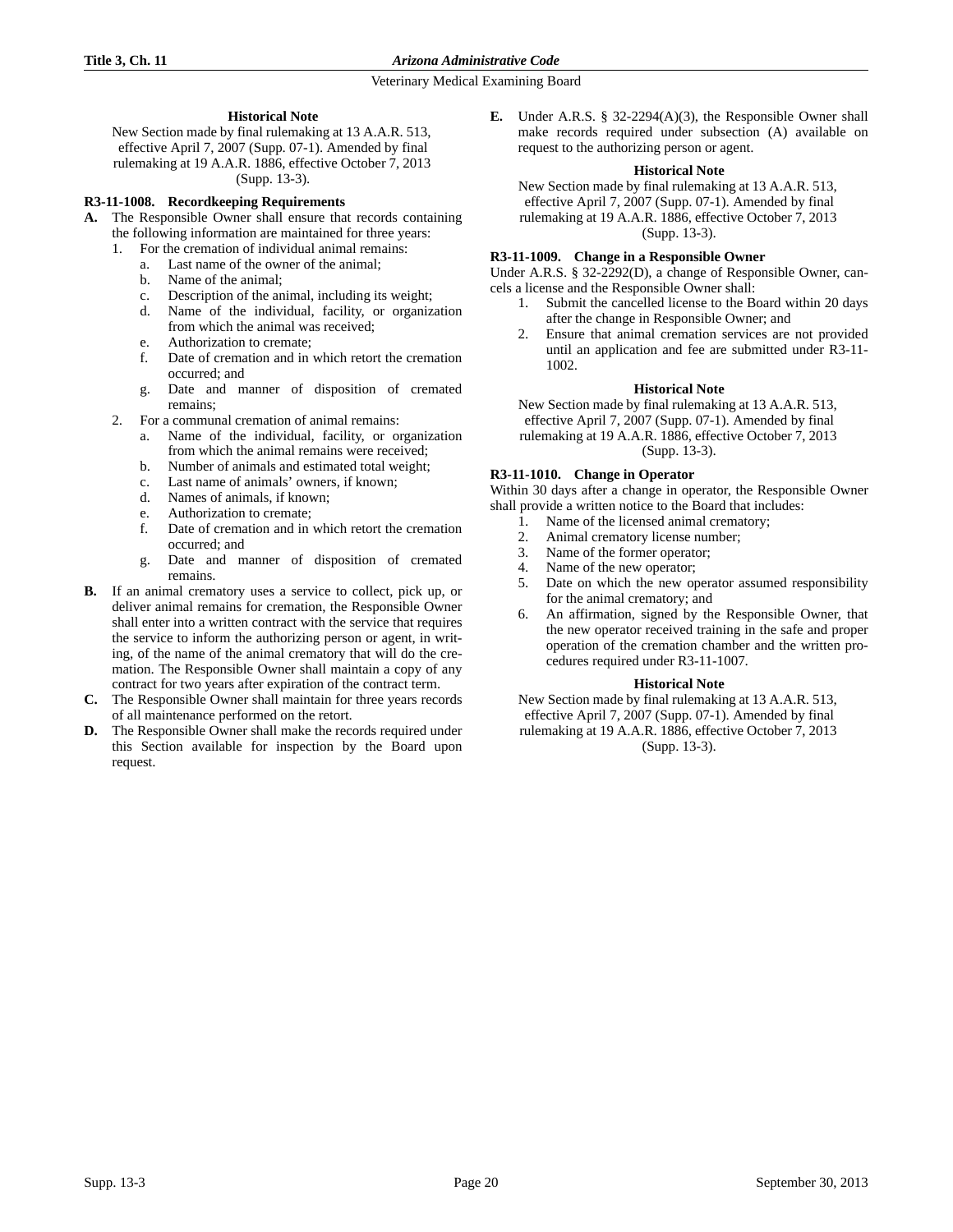**Historical Note**

New Section made by final rulemaking at 13 A.A.R. 513, effective April 7, 2007 (Supp. 07-1). Amended by final rulemaking at 19 A.A.R. 1886, effective October 7, 2013 (Supp. 13-3).

### R3-11-1008. Recordkeeping Requirements

**A.** The Responsible Owner shall ensure that records containing the following information are maintained for three years:

1. For the cremation of individual animal remains:
   a. Last name of the owner of the animal;
   b. Name of the animal;
   c. Description of the animal, including its weight;
   d. Name of the individual, facility, or organization from which the animal was received;
   e. Authorization to cremate;
   f. Date of cremation and in which retort the cremation occurred; and
   g. Date and manner of disposition of cremated remains;
2. For a communal cremation of animal remains:
   a. Name of the individual, facility, or organization from which the animal remains were received;
   b. Number of animals and estimated total weight;
   c. Last name of animals' owners, if known;
   d. Names of animals, if known;
   e. Authorization to cremate;
   f. Date of cremation and in which retort the cremation occurred; and
   g. Date and manner of disposition of cremated remains.

**B.** If an animal crematory uses a service to collect, pick up, or deliver animal remains for cremation, the Responsible Owner shall enter into a written contract with the service that requires the service to inform the authorizing person or agent, in writing, of the name of the animal crematory that will do the cremation. The Responsible Owner shall maintain a copy of any contract for two years after expiration of the contract term.

**C.** The Responsible Owner shall maintain for three years records of all maintenance performed on the retort.

**D.** The Responsible Owner shall make the records required under this Section available for inspection by the Board upon request.

**E.** Under A.R.S. § 32-2294(A)(3), the Responsible Owner shall make records required under subsection (A) available on request to the authorizing person or agent.

**Historical Note**

New Section made by final rulemaking at 13 A.A.R. 513, effective April 7, 2007 (Supp. 07-1). Amended by final rulemaking at 19 A.A.R. 1886, effective October 7, 2013 (Supp. 13-3).

### R3-11-1009. Change in a Responsible Owner

Under A.R.S. § 32-2292(D), a change of Responsible Owner, cancels a license and the Responsible Owner shall:

1. Submit the cancelled license to the Board within 20 days after the change in Responsible Owner; and
2. Ensure that animal cremation services are not provided until an application and fee are submitted under R3-11-1002.

**Historical Note**

New Section made by final rulemaking at 13 A.A.R. 513, effective April 7, 2007 (Supp. 07-1). Amended by final rulemaking at 19 A.A.R. 1886, effective October 7, 2013 (Supp. 13-3).

### R3-11-1010. Change in Operator

Within 30 days after a change in operator, the Responsible Owner shall provide a written notice to the Board that includes:

1. Name of the licensed animal crematory;
2. Animal crematory license number;
3. Name of the former operator;
4. Name of the new operator;
5. Date on which the new operator assumed responsibility for the animal crematory; and
6. An affirmation, signed by the Responsible Owner, that the new operator received training in the safe and proper operation of the cremation chamber and the written procedures required under R3-11-1007.

**Historical Note**

New Section made by final rulemaking at 13 A.A.R. 513, effective April 7, 2007 (Supp. 07-1). Amended by final rulemaking at 19 A.A.R. 1886, effective October 7, 2013 (Supp. 13-3).